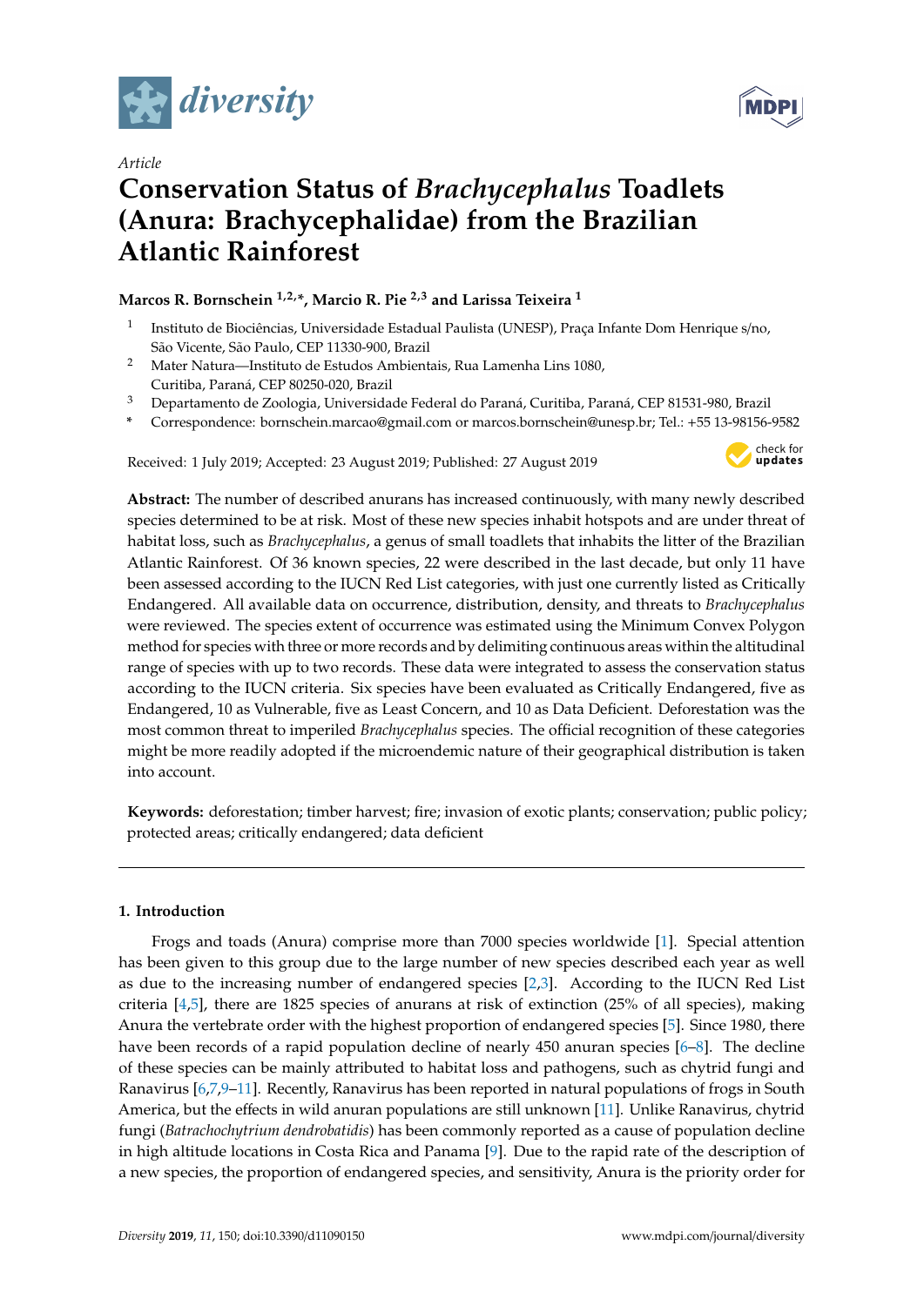Article

# Conservation Status of *Brachycephalus* Toadlets (Anura: Brachycephalidae) from the Brazilian Atlantic Rainforest

**Marcos R. Bornschein [1,2,*], Marcio R. Pie [2,3] and Larissa Teixeira [1]**

1 Instituto de Biociências, Universidade Estadual Paulista (UNESP), Praça Infante Dom Henrique s/no, São Vicente, São Paulo, CEP 11330-900, Brazil

2 Mater Natura—Instituto de Estudos Ambientais, Rua Lamenha Lins 1080, Curitiba, Paraná, CEP 80250-020, Brazil

3 Departamento de Zoologia, Universidade Federal do Paraná, Curitiba, Paraná, CEP 81531-980, Brazil

\* Correspondence: bornschein.marcao@gmail.com or marcos.bornschein@unesp.br; Tel.: +55 13-98156-9582

Received: 1 July 2019; Accepted: 23 August 2019; Published: 27 August 2019

**Abstract:** The number of described anurans has increased continuously, with many newly described species determined to be at risk. Most of these new species inhabit hotspots and are under threat of habitat loss, such as *Brachycephalus*, a genus of small toadlets that inhabits the litter of the Brazilian Atlantic Rainforest. Of 36 known species, 22 were described in the last decade, but only 11 have been assessed according to the IUCN Red List categories, with just one currently listed as Critically Endangered. All available data on occurrence, distribution, density, and threats to *Brachycephalus* were reviewed. The species extent of occurrence was estimated using the Minimum Convex Polygon method for species with three or more records and by delimiting continuous areas within the altitudinal range of species with up to two records. These data were integrated to assess the conservation status according to the IUCN criteria. Six species have been evaluated as Critically Endangered, five as Endangered, 10 as Vulnerable, five as Least Concern, and 10 as Data Deficient. Deforestation was the most common threat to imperiled *Brachycephalus* species. The official recognition of these categories might be more readily adopted if the microendemic nature of their geographical distribution is taken into account.

**Keywords:** deforestation; timber harvest; fire; invasion of exotic plants; conservation; public policy; protected areas; critically endangered; data deficient

## 1. Introduction

Frogs and toads (Anura) comprise more than 7000 species worldwide [1]. Special attention has been given to this group due to the large number of new species described each year as well as due to the increasing number of endangered species [2,3]. According to the IUCN Red List criteria [4,5], there are 1825 species of anurans at risk of extinction (25% of all species), making Anura the vertebrate order with the highest proportion of endangered species [5]. Since 1980, there have been records of a rapid population decline of nearly 450 anuran species [6–8]. The decline of these species can be mainly attributed to habitat loss and pathogens, such as chytrid fungi and Ranavirus [6,7,9–11]. Recently, Ranavirus has been reported in natural populations of frogs in South America, but the effects in wild anuran populations are still unknown [11]. Unlike Ranavirus, chytrid fungi (*Batrachochytrium dendrobatidis*) has been commonly reported as a cause of population decline in high altitude locations in Costa Rica and Panama [9]. Due to the rapid rate of the description of a new species, the proportion of endangered species, and sensitivity, Anura is the priority order for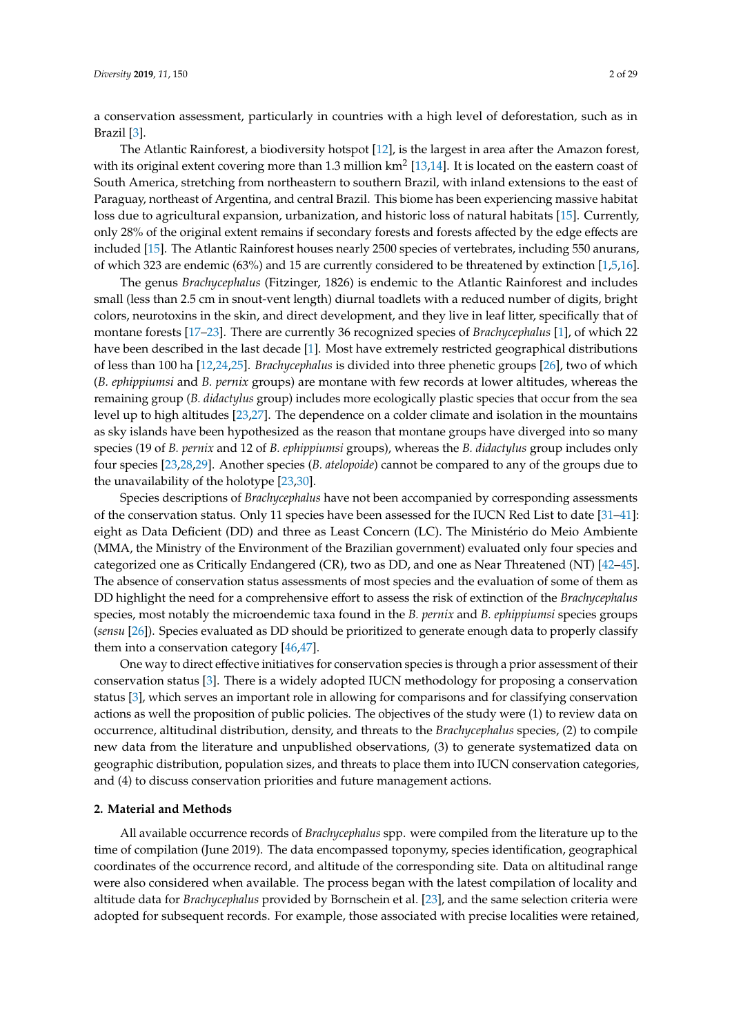a conservation assessment, particularly in countries with a high level of deforestation, such as in Brazil [3].

The Atlantic Rainforest, a biodiversity hotspot [12], is the largest in area after the Amazon forest, with its original extent covering more than 1.3 million km$^2$ [13,14]. It is located on the eastern coast of South America, stretching from northeastern to southern Brazil, with inland extensions to the east of Paraguay, northeast of Argentina, and central Brazil. This biome has been experiencing massive habitat loss due to agricultural expansion, urbanization, and historic loss of natural habitats [15]. Currently, only 28% of the original extent remains if secondary forests and forests affected by the edge effects are included [15]. The Atlantic Rainforest houses nearly 2500 species of vertebrates, including 550 anurans, of which 323 are endemic (63%) and 15 are currently considered to be threatened by extinction [1,5,16].

The genus *Brachycephalus* (Fitzinger, 1826) is endemic to the Atlantic Rainforest and includes small (less than 2.5 cm in snout-vent length) diurnal toadlets with a reduced number of digits, bright colors, neurotoxins in the skin, and direct development, and they live in leaf litter, specifically that of montane forests [17–23]. There are currently 36 recognized species of *Brachycephalus* [1], of which 22 have been described in the last decade [1]. Most have extremely restricted geographical distributions of less than 100 ha [12,24,25]. *Brachycephalus* is divided into three phenetic groups [26], two of which (*B. ephippiumsi* and *B. pernix* groups) are montane with few records at lower altitudes, whereas the remaining group (*B. didactylus* group) includes more ecologically plastic species that occur from the sea level up to high altitudes [23,27]. The dependence on a colder climate and isolation in the mountains as sky islands have been hypothesized as the reason that montane groups have diverged into so many species (19 of *B. pernix* and 12 of *B. ephippiumsi* groups), whereas the *B. didactylus* group includes only four species [23,28,29]. Another species (*B. atelopoide*) cannot be compared to any of the groups due to the unavailability of the holotype [23,30].

Species descriptions of *Brachycephalus* have not been accompanied by corresponding assessments of the conservation status. Only 11 species have been assessed for the IUCN Red List to date [31–41]: eight as Data Deficient (DD) and three as Least Concern (LC). The Ministério do Meio Ambiente (MMA, the Ministry of the Environment of the Brazilian government) evaluated only four species and categorized one as Critically Endangered (CR), two as DD, and one as Near Threatened (NT) [42–45]. The absence of conservation status assessments of most species and the evaluation of some of them as DD highlight the need for a comprehensive effort to assess the risk of extinction of the *Brachycephalus* species, most notably the microendemic taxa found in the *B. pernix* and *B. ephippiumsi* species groups (*sensu* [26]). Species evaluated as DD should be prioritized to generate enough data to properly classify them into a conservation category [46,47].

One way to direct effective initiatives for conservation species is through a prior assessment of their conservation status [3]. There is a widely adopted IUCN methodology for proposing a conservation status [3], which serves an important role in allowing for comparisons and for classifying conservation actions as well the proposition of public policies. The objectives of the study were (1) to review data on occurrence, altitudinal distribution, density, and threats to the *Brachycephalus* species, (2) to compile new data from the literature and unpublished observations, (3) to generate systematized data on geographic distribution, population sizes, and threats to place them into IUCN conservation categories, and (4) to discuss conservation priorities and future management actions.

## 2. Material and Methods

All available occurrence records of *Brachycephalus* spp. were compiled from the literature up to the time of compilation (June 2019). The data encompassed toponymy, species identification, geographical coordinates of the occurrence record, and altitude of the corresponding site. Data on altitudinal range were also considered when available. The process began with the latest compilation of locality and altitude data for *Brachycephalus* provided by Bornschein et al. [23], and the same selection criteria were adopted for subsequent records. For example, those associated with precise localities were retained,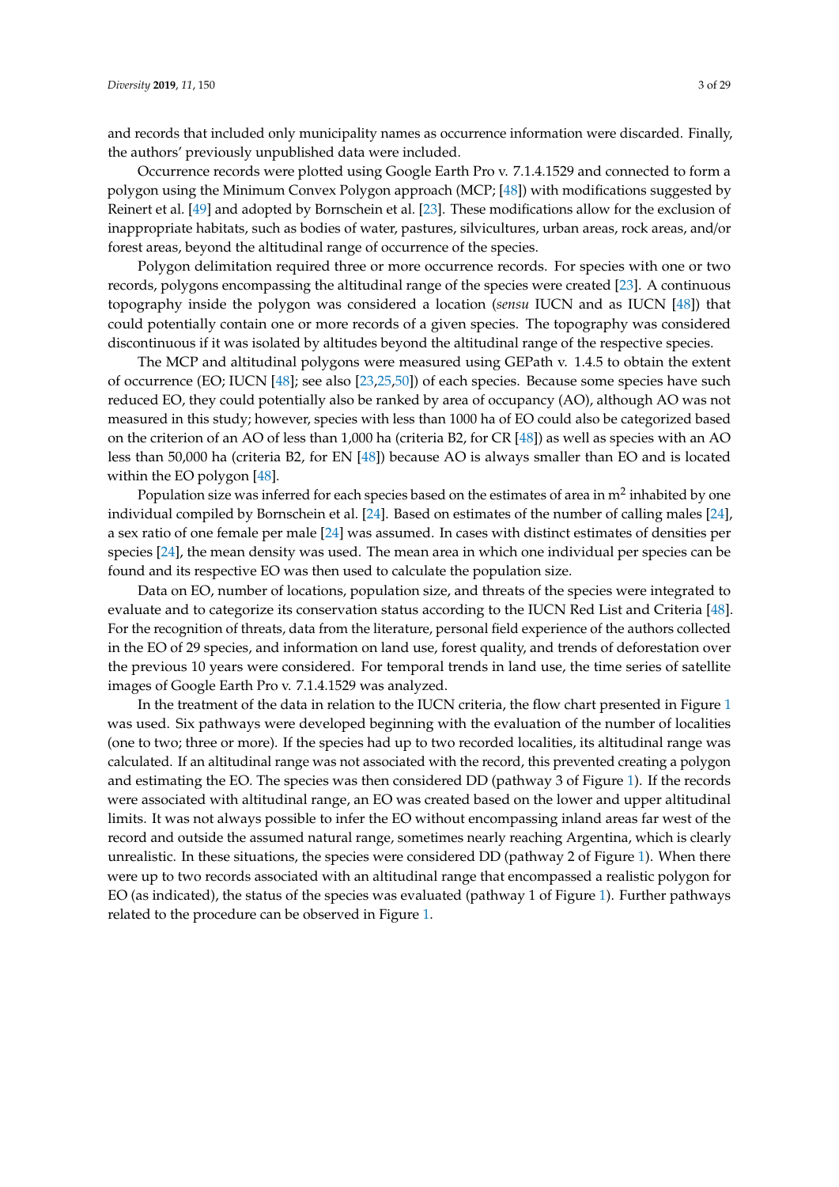and records that included only municipality names as occurrence information were discarded. Finally, the authors' previously unpublished data were included.

Occurrence records were plotted using Google Earth Pro v. 7.1.4.1529 and connected to form a polygon using the Minimum Convex Polygon approach (MCP; [48]) with modifications suggested by Reinert et al. [49] and adopted by Bornschein et al. [23]. These modifications allow for the exclusion of inappropriate habitats, such as bodies of water, pastures, silvicultures, urban areas, rock areas, and/or forest areas, beyond the altitudinal range of occurrence of the species.

Polygon delimitation required three or more occurrence records. For species with one or two records, polygons encompassing the altitudinal range of the species were created [23]. A continuous topography inside the polygon was considered a location (*sensu* IUCN and as IUCN [48]) that could potentially contain one or more records of a given species. The topography was considered discontinuous if it was isolated by altitudes beyond the altitudinal range of the respective species.

The MCP and altitudinal polygons were measured using GEPath v. 1.4.5 to obtain the extent of occurrence (EO; IUCN [48]; see also [23,25,50]) of each species. Because some species have such reduced EO, they could potentially also be ranked by area of occupancy (AO), although AO was not measured in this study; however, species with less than 1000 ha of EO could also be categorized based on the criterion of an AO of less than 1,000 ha (criteria B2, for CR [48]) as well as species with an AO less than 50,000 ha (criteria B2, for EN [48]) because AO is always smaller than EO and is located within the EO polygon [48].

Population size was inferred for each species based on the estimates of area in $m^2$ inhabited by one individual compiled by Bornschein et al. [24]. Based on estimates of the number of calling males [24], a sex ratio of one female per male [24] was assumed. In cases with distinct estimates of densities per species [24], the mean density was used. The mean area in which one individual per species can be found and its respective EO was then used to calculate the population size.

Data on EO, number of locations, population size, and threats of the species were integrated to evaluate and to categorize its conservation status according to the IUCN Red List and Criteria [48]. For the recognition of threats, data from the literature, personal field experience of the authors collected in the EO of 29 species, and information on land use, forest quality, and trends of deforestation over the previous 10 years were considered. For temporal trends in land use, the time series of satellite images of Google Earth Pro v. 7.1.4.1529 was analyzed.

In the treatment of the data in relation to the IUCN criteria, the flow chart presented in Figure 1 was used. Six pathways were developed beginning with the evaluation of the number of localities (one to two; three or more). If the species had up to two recorded localities, its altitudinal range was calculated. If an altitudinal range was not associated with the record, this prevented creating a polygon and estimating the EO. The species was then considered DD (pathway 3 of Figure 1). If the records were associated with altitudinal range, an EO was created based on the lower and upper altitudinal limits. It was not always possible to infer the EO without encompassing inland areas far west of the record and outside the assumed natural range, sometimes nearly reaching Argentina, which is clearly unrealistic. In these situations, the species were considered DD (pathway 2 of Figure 1). When there were up to two records associated with an altitudinal range that encompassed a realistic polygon for EO (as indicated), the status of the species was evaluated (pathway 1 of Figure 1). Further pathways related to the procedure can be observed in Figure 1.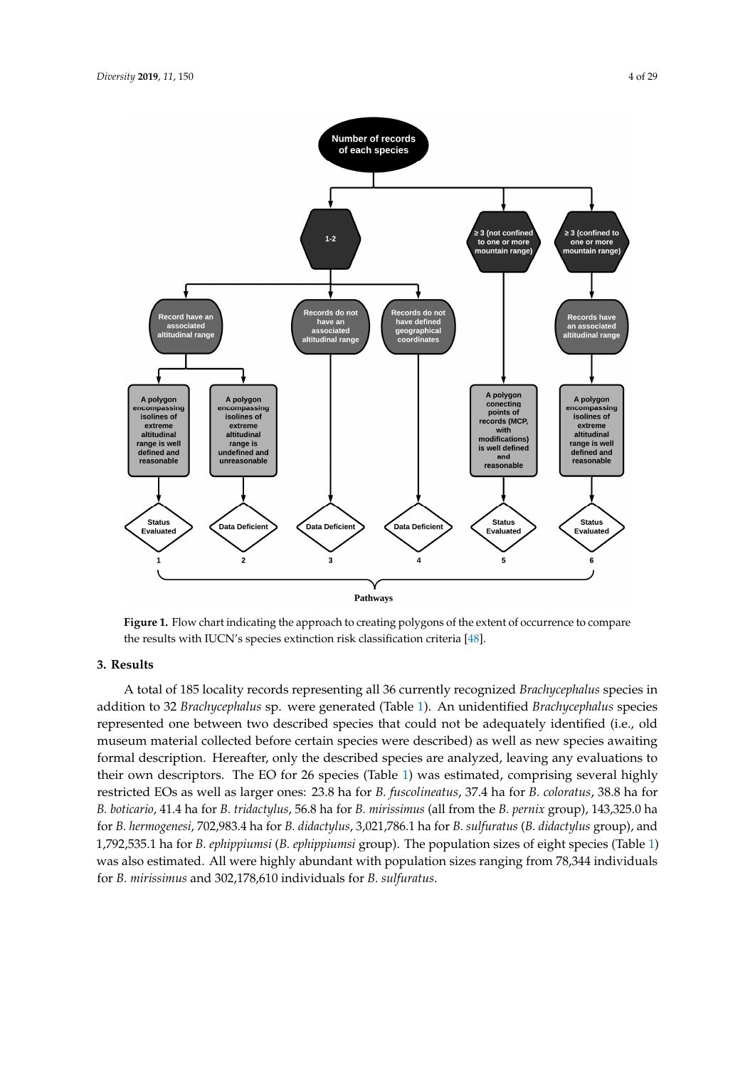**Figure 1.** Flow chart indicating the approach to creating polygons of the extent of occurrence to compare the results with IUCN's species extinction risk classification criteria [48].

## 3. Results

A total of 185 locality records representing all 36 currently recognized *Brachycephalus* species in addition to 32 *Brachycephalus* sp. were generated (Table 1). An unidentified *Brachycephalus* species represented one between two described species that could not be adequately identified (i.e., old museum material collected before certain species were described) as well as new species awaiting formal description. Hereafter, only the described species are analyzed, leaving any evaluations to their own descriptors. The EO for 26 species (Table 1) was estimated, comprising several highly restricted EOs as well as larger ones: 23.8 ha for *B. fuscolineatus*, 37.4 ha for *B. coloratus*, 38.8 ha for *B. boticario*, 41.4 ha for *B. tridactylus*, 56.8 ha for *B. mirissimus* (all from the *B. pernix* group), 143,325.0 ha for *B. hermogenesi*, 702,983.4 ha for *B. didactylus*, 3,021,786.1 ha for *B. sulfuratus* (*B. didactylus* group), and 1,792,535.1 ha for *B. ephippiumsi* (*B. ephippiumsi* group). The population sizes of eight species (Table 1) was also estimated. All were highly abundant with population sizes ranging from 78,344 individuals for *B. mirissimus* and 302,178,610 individuals for *B. sulfuratus*.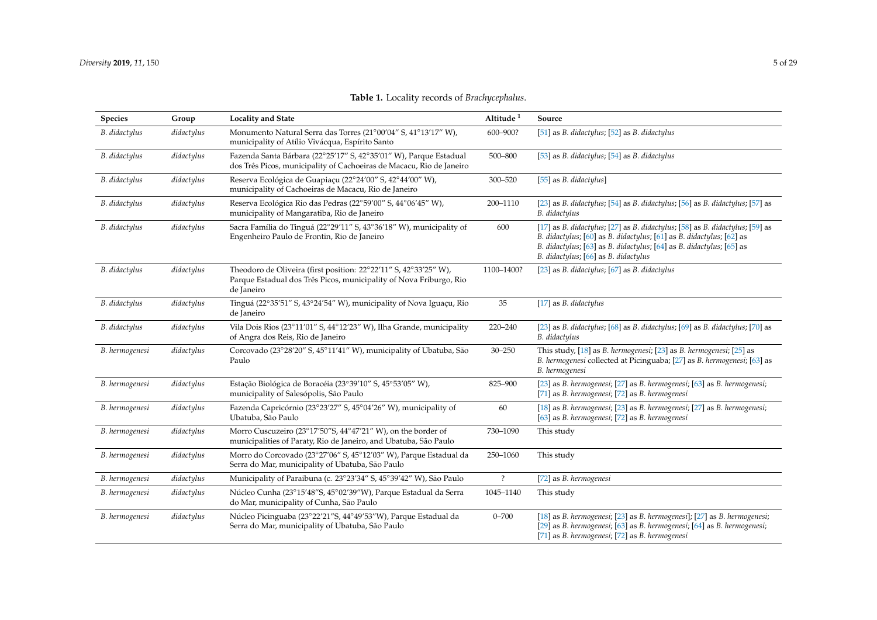**Table 1.** Locality records of *Brachycephalus*.

| Species | Group | Locality and State | Altitude [1] | Source |
|---|---|---|---|---|
| *B. didactylus* | *didactylus* | Monumento Natural Serra das Torres (21°00′04″ S, 41°13′17″ W), municipality of Atílio Vivácqua, Espírito Santo | 600–900? | [51] as *B. didactylus*; [52] as *B. didactylus* |
| *B. didactylus* | *didactylus* | Fazenda Santa Bárbara (22°25′17″ S, 42°35′01″ W), Parque Estadual dos Três Picos, municipality of Cachoeiras de Macacu, Rio de Janeiro | 500–800 | [53] as *B. didactylus*; [54] as *B. didactylus* |
| *B. didactylus* | *didactylus* | Reserva Ecológica de Guapiaçu (22°24′00″ S, 42°44′00″ W), municipality of Cachoeiras de Macacu, Rio de Janeiro | 300–520 | [55] as *B. didactylus*] |
| *B. didactylus* | *didactylus* | Reserva Ecológica Rio das Pedras (22°59′00″ S, 44°06′45″ W), municipality of Mangaratiba, Rio de Janeiro | 200–1110 | [23] as *B. didactylus*; [54] as *B. didactylus*; [56] as *B. didactylus*; [57] as *B. didactylus* |
| *B. didactylus* | *didactylus* | Sacra Família do Tinguá (22°29′11″ S, 43°36′18″ W), municipality of Engenheiro Paulo de Frontin, Rio de Janeiro | 600 | [17] as *B. didactylus*; [27] as *B. didactylus*; [58] as *B. didactylus*; [59] as *B. didactylus*; [60] as *B. didactylus*; [61] as *B. didactylus*; [62] as *B. didactylus*; [63] as *B. didactylus*; [64] as *B. didactylus*; [65] as *B. didactylus*; [66] as *B. didactylus* |
| *B. didactylus* | *didactylus* | Theodoro de Oliveira (first position: 22°22′11″ S, 42°33′25″ W), Parque Estadual dos Três Picos, municipality of Nova Friburgo, Rio de Janeiro | 1100–1400? | [23] as *B. didactylus*; [67] as *B. didactylus* |
| *B. didactylus* | *didactylus* | Tinguá (22°35′51″ S, 43°24′54″ W), municipality of Nova Iguaçu, Rio de Janeiro | 35 | [17] as *B. didactylus* |
| *B. didactylus* | *didactylus* | Vila Dois Rios (23°11′01″ S, 44°12′23″ W), Ilha Grande, municipality of Angra dos Reis, Rio de Janeiro | 220–240 | [23] as *B. didactylus*; [68] as *B. didactylus*; [69] as *B. didactylus*; [70] as *B. didactylus* |
| *B. hermogenesi* | *didactylus* | Corcovado (23°28′20″ S, 45°11′41″ W), municipality of Ubatuba, São Paulo | 30–250 | This study, [18] as *B. hermogenesi*; [23] as *B. hermogenesi*; [25] as *B. hermogenesi* collected at Picinguaba; [27] as *B. hermogenesi*; [63] as *B. hermogenesi* |
| *B. hermogenesi* | *didactylus* | Estação Biológica de Boracéia (23°39′10″ S, 45°53′05″ W), municipality of Salesópolis, São Paulo | 825–900 | [23] as *B. hermogenesi*; [27] as *B. hermogenesi*; [63] as *B. hermogenesi*; [71] as *B. hermogenesi*; [72] as *B. hermogenesi* |
| *B. hermogenesi* | *didactylus* | Fazenda Capricórnio (23°23′27″ S, 45°04′26″ W), municipality of Ubatuba, São Paulo | 60 | [18] as *B. hermogenesi*; [23] as *B. hermogenesi*; [27] as *B. hermogenesi*; [63] as *B. hermogenesi*; [72] as *B. hermogenesi* |
| *B. hermogenesi* | *didactylus* | Morro Cuscuzeiro (23°17′50″S, 44°47′21″ W), on the border of municipalities of Paraty, Rio de Janeiro, and Ubatuba, São Paulo | 730–1090 | This study |
| *B. hermogenesi* | *didactylus* | Morro do Corcovado (23°27′06″ S, 45°12′03″ W), Parque Estadual da Serra do Mar, municipality of Ubatuba, São Paulo | 250–1060 | This study |
| *B. hermogenesi* | *didactylus* | Municipality of Paraibuna (c. 23°23′34″ S, 45°39′42″ W), São Paulo | ? | [72] as *B. hermogenesi* |
| *B. hermogenesi* | *didactylus* | Núcleo Cunha (23°15′48″S, 45°02′39″W), Parque Estadual da Serra do Mar, municipality of Cunha, São Paulo | 1045–1140 | This study |
| *B. hermogenesi* | *didactylus* | Núcleo Picinguaba (23°22′21″S, 44°49′53″W), Parque Estadual da Serra do Mar, municipality of Ubatuba, São Paulo | 0–700 | [18] as *B. hermogenesi*; [23] as *B. hermogenesi*]; [27] as *B. hermogenesi*; [29] as *B. hermogenesi*; [63] as *B. hermogenesi*; [64] as *B. hermogenesi*; [71] as *B. hermogenesi*; [72] as *B. hermogenesi* |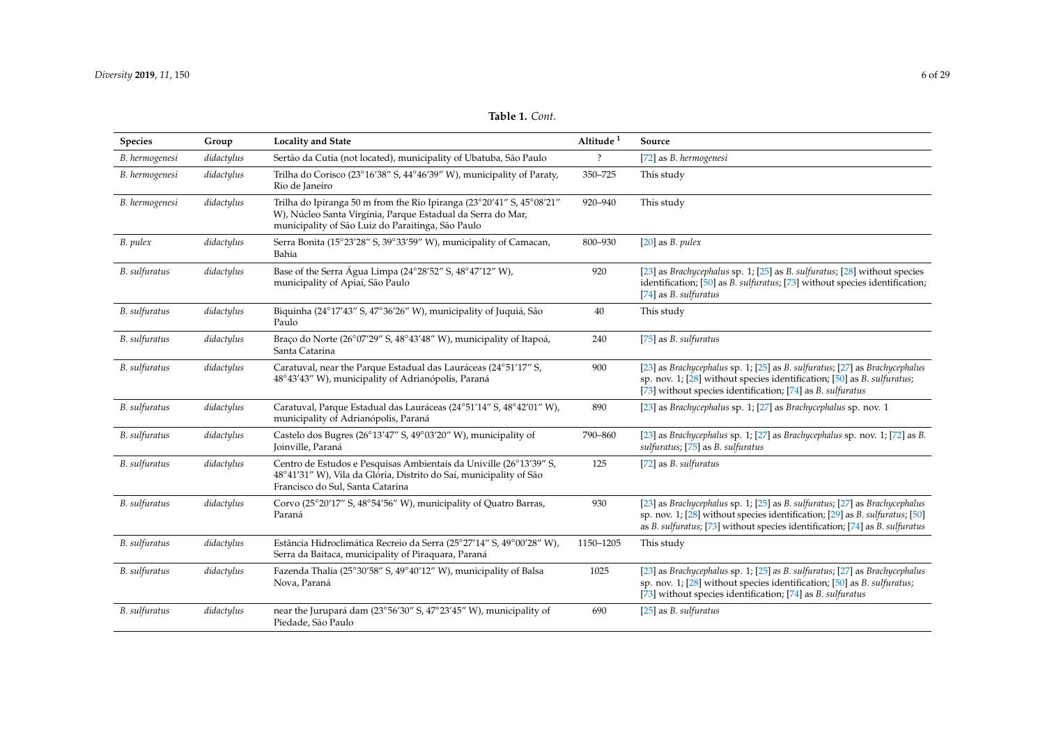**Table 1.** *Cont.*

| Species | Group | Locality and State | Altitude [1] | Source |
|---|---|---|---|---|
| *B. hermogenesi* | *didactylus* | Sertão da Cutia (not located), municipality of Ubatuba, São Paulo | ? | [72] as *B. hermogenesi* |
| *B. hermogenesi* | *didactylus* | Trilha do Corisco (23°16′38″ S, 44°46′39″ W), municipality of Paraty, Rio de Janeiro | 350–725 | This study |
| *B. hermogenesi* | *didactylus* | Trilha do Ipiranga 50 m from the Rio Ipiranga (23°20′41″ S, 45°08′21″ W), Núcleo Santa Virgínia, Parque Estadual da Serra do Mar, municipality of São Luiz do Paraitinga, São Paulo | 920–940 | This study |
| *B. pulex* | *didactylus* | Serra Bonita (15°23′28″ S, 39°33′59″ W), municipality of Camacan, Bahia | 800–930 | [20] as *B. pulex* |
| *B. sulfuratus* | *didactylus* | Base of the Serra Água Limpa (24°28′52″ S, 48°47′12″ W), municipality of Apiaí, São Paulo | 920 | [23] as *Brachycephalus* sp. 1; [25] as *B. sulfuratus*; [28] without species identification; [50] as *B. sulfuratus*; [73] without species identification; [74] as *B. sulfuratus* |
| *B. sulfuratus* | *didactylus* | Biquinha (24°17′43″ S, 47°36′26″ W), municipality of Juquiá, São Paulo | 40 | This study |
| *B. sulfuratus* | *didactylus* | Braço do Norte (26°07′29″ S, 48°43′48″ W), municipality of Itapoá, Santa Catarina | 240 | [75] as *B. sulfuratus* |
| *B. sulfuratus* | *didactylus* | Caratuval, near the Parque Estadual das Lauráceas (24°51′17″ S, 48°43′43″ W), municipality of Adrianópolis, Paraná | 900 | [23] as *Brachycephalus* sp. 1; [25] as *B. sulfuratus*; [27] as *Brachycephalus* sp. nov. 1; [28] without species identification; [50] as *B. sulfuratus*; [73] without species identification; [74] as *B. sulfuratus* |
| *B. sulfuratus* | *didactylus* | Caratuval, Parque Estadual das Lauráceas (24°51′14″ S, 48°42′01″ W), municipality of Adrianópolis, Paraná | 890 | [23] as *Brachycephalus* sp. 1; [27] as *Brachycephalus* sp. nov. 1 |
| *B. sulfuratus* | *didactylus* | Castelo dos Bugres (26°13′47″ S, 49°03′20″ W), municipality of Joinville, Paraná | 790–860 | [23] as *Brachycephalus* sp. 1; [27] as *Brachycephalus* sp. nov. 1; [72] as *B. sulfuratus*; [75] as *B. sulfuratus* |
| *B. sulfuratus* | *didactylus* | Centro de Estudos e Pesquisas Ambientais da Univille (26°13′39″ S, 48°41′31″ W), Vila da Glória, Distrito do Saí, municipality of São Francisco do Sul, Santa Catarina | 125 | [72] as *B. sulfuratus* |
| *B. sulfuratus* | *didactylus* | Corvo (25°20′17″ S, 48°54′56″ W), municipality of Quatro Barras, Paraná | 930 | [23] as *Brachycephalus* sp. 1; [25] as *B. sulfuratus*; [27] as *Brachycephalus* sp. nov. 1; [28] without species identification; [29] as *B. sulfuratus*; [50] as *B. sulfuratus*; [73] without species identification; [74] as *B. sulfuratus* |
| *B. sulfuratus* | *didactylus* | Estância Hidroclimática Recreio da Serra (25°27′14″ S, 49°00′28″ W), Serra da Baitaca, municipality of Piraquara, Paraná | 1150–1205 | This study |
| *B. sulfuratus* | *didactylus* | Fazenda Thalia (25°30′58″ S, 49°40′12″ W), municipality of Balsa Nova, Paraná | 1025 | [23] as *Brachycephalus* sp. 1; [25] as *B. sulfuratus*; [27] as *Brachycephalus* sp. nov. 1; [28] without species identification; [50] as *B. sulfuratus*; [73] without species identification; [74] as *B. sulfuratus* |
| *B. sulfuratus* | *didactylus* | near the Jurupará dam (23°56′30″ S, 47°23′45″ W), municipality of Piedade, São Paulo | 690 | [25] as *B. sulfuratus* |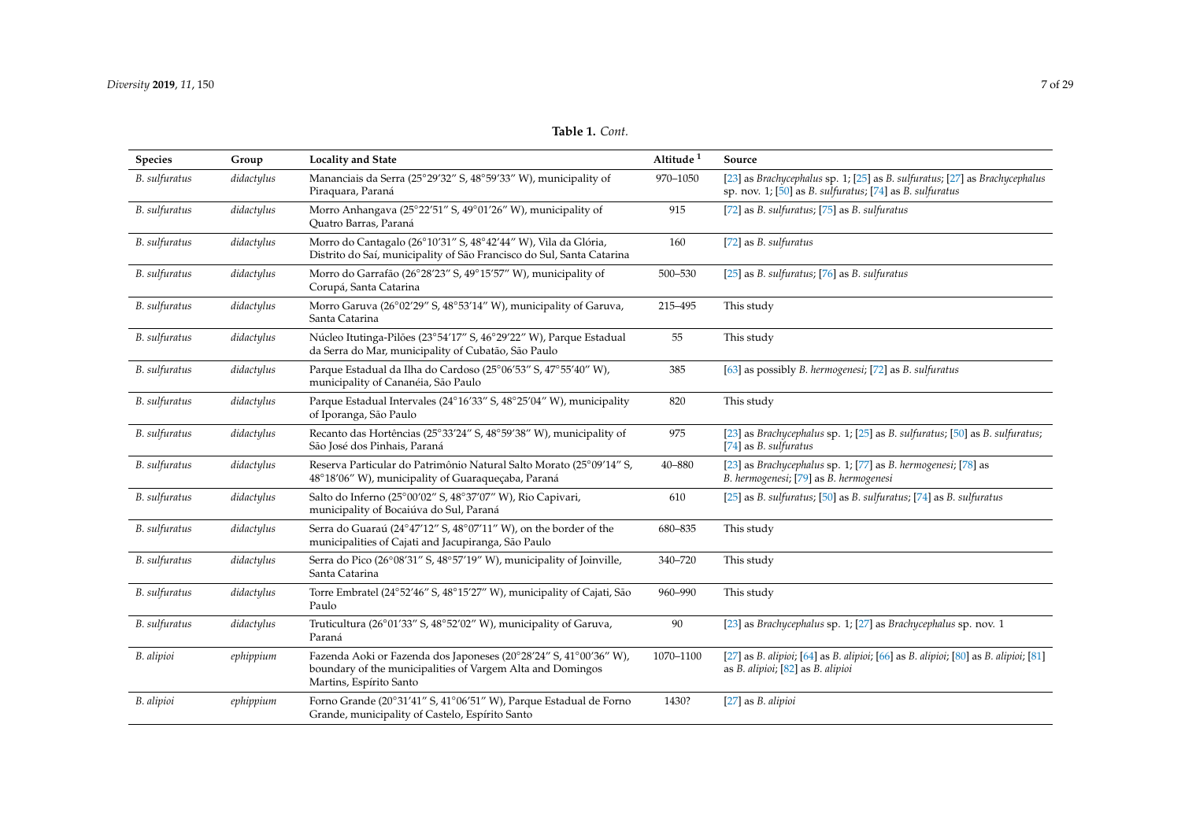**Table 1.** *Cont.*

| Species | Group | Locality and State | Altitude [1] | Source |
|---|---|---|---|---|
| *B. sulfuratus* | *didactylus* | Mananciais da Serra (25°29′32″ S, 48°59′33″ W), municipality of Piraquara, Paraná | 970–1050 | [23] as *Brachycephalus* sp. 1; [25] as *B. sulfuratus*; [27] as *Brachycephalus* sp. nov. 1; [50] as *B. sulfuratus*; [74] as *B. sulfuratus* |
| *B. sulfuratus* | *didactylus* | Morro Anhangava (25°22′51″ S, 49°01′26″ W), municipality of Quatro Barras, Paraná | 915 | [72] as *B. sulfuratus*; [75] as *B. sulfuratus* |
| *B. sulfuratus* | *didactylus* | Morro do Cantagalo (26°10′31″ S, 48°42′44″ W), Vila da Glória, Distrito do Saí, municipality of São Francisco do Sul, Santa Catarina | 160 | [72] as *B. sulfuratus* |
| *B. sulfuratus* | *didactylus* | Morro do Garrafão (26°28′23″ S, 49°15′57″ W), municipality of Corupá, Santa Catarina | 500–530 | [25] as *B. sulfuratus*; [76] as *B. sulfuratus* |
| *B. sulfuratus* | *didactylus* | Morro Garuva (26°02′29″ S, 48°53′14″ W), municipality of Garuva, Santa Catarina | 215–495 | This study |
| *B. sulfuratus* | *didactylus* | Núcleo Itutinga-Pilões (23°54′17″ S, 46°29′22″ W), Parque Estadual da Serra do Mar, municipality of Cubatão, São Paulo | 55 | This study |
| *B. sulfuratus* | *didactylus* | Parque Estadual da Ilha do Cardoso (25°06′53″ S, 47°55′40″ W), municipality of Cananéia, São Paulo | 385 | [63] as possibly *B. hermogenesi*; [72] as *B. sulfuratus* |
| *B. sulfuratus* | *didactylus* | Parque Estadual Intervales (24°16′33″ S, 48°25′04″ W), municipality of Iporanga, São Paulo | 820 | This study |
| *B. sulfuratus* | *didactylus* | Recanto das Hortências (25°33′24″ S, 48°59′38″ W), municipality of São José dos Pinhais, Paraná | 975 | [23] as *Brachycephalus* sp. 1; [25] as *B. sulfuratus*; [50] as *B. sulfuratus*; [74] as *B. sulfuratus* |
| *B. sulfuratus* | *didactylus* | Reserva Particular do Patrimônio Natural Salto Morato (25°09′14″ S, 48°18′06″ W), municipality of Guaraqueçaba, Paraná | 40–880 | [23] as *Brachycephalus* sp. 1; [77] as *B. hermogenesi*; [78] as *B. hermogenesi*; [79] as *B. hermogenesi* |
| *B. sulfuratus* | *didactylus* | Salto do Inferno (25°00′02″ S, 48°37′07″ W), Rio Capivari, municipality of Bocaiúva do Sul, Paraná | 610 | [25] as *B. sulfuratus*; [50] as *B. sulfuratus*; [74] as *B. sulfuratus* |
| *B. sulfuratus* | *didactylus* | Serra do Guaraú (24°47′12″ S, 48°07′11″ W), on the border of the municipalities of Cajati and Jacupiranga, São Paulo | 680–835 | This study |
| *B. sulfuratus* | *didactylus* | Serra do Pico (26°08′31″ S, 48°57′19″ W), municipality of Joinville, Santa Catarina | 340–720 | This study |
| *B. sulfuratus* | *didactylus* | Torre Embratel (24°52′46″ S, 48°15′27″ W), municipality of Cajati, São Paulo | 960–990 | This study |
| *B. sulfuratus* | *didactylus* | Truticultura (26°01′33″ S, 48°52′02″ W), municipality of Garuva, Paraná | 90 | [23] as *Brachycephalus* sp. 1; [27] as *Brachycephalus* sp. nov. 1 |
| *B. alipioi* | *ephippium* | Fazenda Aoki or Fazenda dos Japoneses (20°28′24″ S, 41°00′36″ W), boundary of the municipalities of Vargem Alta and Domingos Martins, Espírito Santo | 1070–1100 | [27] as *B. alipioi*; [64] as *B. alipioi*; [66] as *B. alipioi*; [80] as *B. alipioi*; [81] as *B. alipioi*; [82] as *B. alipioi* |
| *B. alipioi* | *ephippium* | Forno Grande (20°31′41″ S, 41°06′51″ W), Parque Estadual de Forno Grande, municipality of Castelo, Espírito Santo | 1430? | [27] as *B. alipioi* |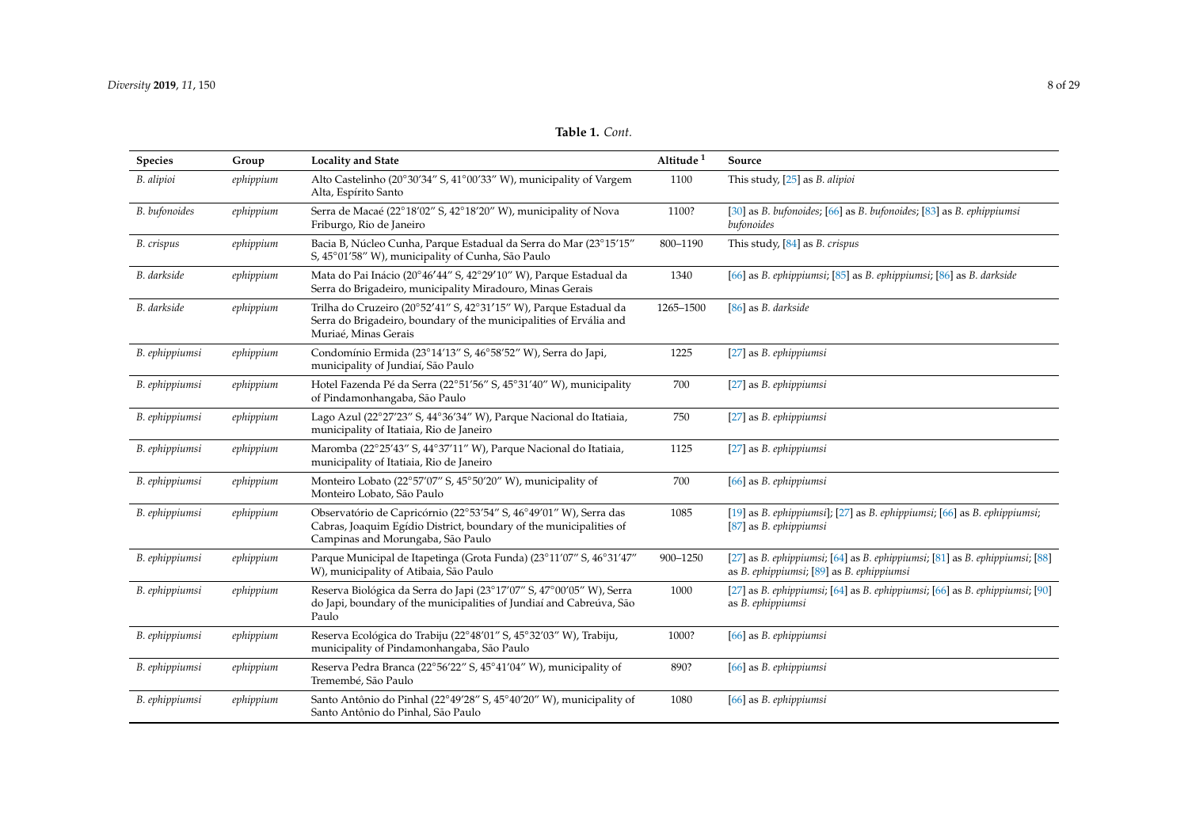**Table 1.** *Cont.*

| Species | Group | Locality and State | Altitude [1] | Source |
|---|---|---|---|---|
| *B. alipioi* | *ephippium* | Alto Castelinho (20°30′34″ S, 41°00′33″ W), municipality of Vargem Alta, Espírito Santo | 1100 | This study, [25] as *B. alipioi* |
| *B. bufonoides* | *ephippium* | Serra de Macaé (22°18′02″ S, 42°18′20″ W), municipality of Nova Friburgo, Rio de Janeiro | 1100? | [30] as *B. bufonoides*; [66] as *B. bufonoides*; [83] as *B. ephippiumsi bufonoides* |
| *B. crispus* | *ephippium* | Bacia B, Núcleo Cunha, Parque Estadual da Serra do Mar (23°15′15″ S, 45°01′58″ W), municipality of Cunha, São Paulo | 800–1190 | This study, [84] as *B. crispus* |
| *B. darkside* | *ephippium* | Mata do Pai Inácio (20°46′44″ S, 42°29′10″ W), Parque Estadual da Serra do Brigadeiro, municipality Miradouro, Minas Gerais | 1340 | [66] as *B. ephippiumsi*; [85] as *B. ephippiumsi*; [86] as *B. darkside* |
| *B. darkside* | *ephippium* | Trilha do Cruzeiro (20°52′41″ S, 42°31′15″ W), Parque Estadual da Serra do Brigadeiro, boundary of the municipalities of Ervália and Muriaé, Minas Gerais | 1265–1500 | [86] as *B. darkside* |
| *B. ephippiumsi* | *ephippium* | Condomínio Ermida (23°14′13″ S, 46°58′52″ W), Serra do Japi, municipality of Jundiaí, São Paulo | 1225 | [27] as *B. ephippiumsi* |
| *B. ephippiumsi* | *ephippium* | Hotel Fazenda Pé da Serra (22°51′56″ S, 45°31′40″ W), municipality of Pindamonhangaba, São Paulo | 700 | [27] as *B. ephippiumsi* |
| *B. ephippiumsi* | *ephippium* | Lago Azul (22°27′23″ S, 44°36′34″ W), Parque Nacional do Itatiaia, municipality of Itatiaia, Rio de Janeiro | 750 | [27] as *B. ephippiumsi* |
| *B. ephippiumsi* | *ephippium* | Maromba (22°25′43″ S, 44°37′11″ W), Parque Nacional do Itatiaia, municipality of Itatiaia, Rio de Janeiro | 1125 | [27] as *B. ephippiumsi* |
| *B. ephippiumsi* | *ephippium* | Monteiro Lobato (22°57′07″ S, 45°50′20″ W), municipality of Monteiro Lobato, São Paulo | 700 | [66] as *B. ephippiumsi* |
| *B. ephippiumsi* | *ephippium* | Observatório de Capricórnio (22°53′54″ S, 46°49′01″ W), Serra das Cabras, Joaquim Egídio District, boundary of the municipalities of Campinas and Morungaba, São Paulo | 1085 | [19] as *B. ephippiumsi*]; [27] as *B. ephippiumsi*; [66] as *B. ephippiumsi*; [87] as *B. ephippiumsi* |
| *B. ephippiumsi* | *ephippium* | Parque Municipal de Itapetinga (Grota Funda) (23°11′07″ S, 46°31′47″ W), municipality of Atibaia, São Paulo | 900–1250 | [27] as *B. ephippiumsi*; [64] as *B. ephippiumsi*; [81] as *B. ephippiumsi*; [88] as *B. ephippiumsi*; [89] as *B. ephippiumsi* |
| *B. ephippiumsi* | *ephippium* | Reserva Biológica da Serra do Japi (23°17′07″ S, 47°00′05″ W), Serra do Japi, boundary of the municipalities of Jundiaí and Cabreúva, São Paulo | 1000 | [27] as *B. ephippiumsi*; [64] as *B. ephippiumsi*; [66] as *B. ephippiumsi*; [90] as *B. ephippiumsi* |
| *B. ephippiumsi* | *ephippium* | Reserva Ecológica do Trabiju (22°48′01″ S, 45°32′03″ W), Trabiju, municipality of Pindamonhangaba, São Paulo | 1000? | [66] as *B. ephippiumsi* |
| *B. ephippiumsi* | *ephippium* | Reserva Pedra Branca (22°56′22″ S, 45°41′04″ W), municipality of Tremembé, São Paulo | 890? | [66] as *B. ephippiumsi* |
| *B. ephippiumsi* | *ephippium* | Santo Antônio do Pinhal (22°49′28″ S, 45°40′20″ W), municipality of Santo Antônio do Pinhal, São Paulo | 1080 | [66] as *B. ephippiumsi* |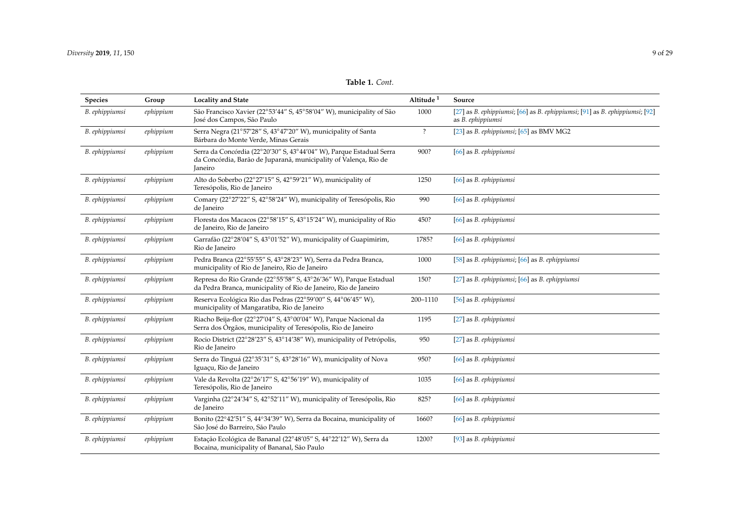**Table 1.** *Cont.*

| Species | Group | Locality and State | Altitude [1] | Source |
|---|---|---|---|---|
| *B. ephippiumsi* | *ephippium* | São Francisco Xavier (22°53′44″ S, 45°58′04″ W), municipality of São José dos Campos, São Paulo | 1000 | [27] as *B. ephippiumsi*; [66] as *B. ephippiumsi*; [91] as *B. ephippiumsi*; [92] as *B. ephippiumsi* |
| *B. ephippiumsi* | *ephippium* | Serra Negra (21°57′28″ S, 43°47′20″ W), municipality of Santa Bárbara do Monte Verde, Minas Gerais | ? | [23] as *B. ephippiumsi*; [65] as BMV MG2 |
| *B. ephippiumsi* | *ephippium* | Serra da Concórdia (22°20′30″ S, 43°44′04″ W), Parque Estadual Serra da Concórdia, Barão de Juparanã, municipality of Valença, Rio de Janeiro | 900? | [66] as *B. ephippiumsi* |
| *B. ephippiumsi* | *ephippium* | Alto do Soberbo (22°27′15″ S, 42°59′21″ W), municipality of Teresópolis, Rio de Janeiro | 1250 | [66] as *B. ephippiumsi* |
| *B. ephippiumsi* | *ephippium* | Comary (22°27′22″ S, 42°58′24″ W), municipality of Teresópolis, Rio de Janeiro | 990 | [66] as *B. ephippiumsi* |
| *B. ephippiumsi* | *ephippium* | Floresta dos Macacos (22°58′15″ S, 43°15′24″ W), municipality of Rio de Janeiro, Rio de Janeiro | 450? | [66] as *B. ephippiumsi* |
| *B. ephippiumsi* | *ephippium* | Garrafão (22°28′04″ S, 43°01′52″ W), municipality of Guapimirim, Rio de Janeiro | 1785? | [66] as *B. ephippiumsi* |
| *B. ephippiumsi* | *ephippium* | Pedra Branca (22°55′55″ S, 43°28′23″ W), Serra da Pedra Branca, municipality of Rio de Janeiro, Rio de Janeiro | 1000 | [58] as *B. ephippiumsi*; [66] as *B. ephippiumsi* |
| *B. ephippiumsi* | *ephippium* | Represa do Rio Grande (22°55′58″ S, 43°26′36″ W), Parque Estadual da Pedra Branca, municipality of Rio de Janeiro, Rio de Janeiro | 150? | [27] as *B. ephippiumsi*; [66] as *B. ephippiumsi* |
| *B. ephippiumsi* | *ephippium* | Reserva Ecológica Rio das Pedras (22°59′00″ S, 44°06′45″ W), municipality of Mangaratiba, Rio de Janeiro | 200–1110 | [56] as *B. ephippiumsi* |
| *B. ephippiumsi* | *ephippium* | Riacho Beija-flor (22°27′04″ S, 43°00′04″ W), Parque Nacional da Serra dos Órgãos, municipality of Teresópolis, Rio de Janeiro | 1195 | [27] as *B. ephippiumsi* |
| *B. ephippiumsi* | *ephippium* | Rocio District (22°28′23″ S, 43°14′38″ W), municipality of Petrópolis, Rio de Janeiro | 950 | [27] as *B. ephippiumsi* |
| *B. ephippiumsi* | *ephippium* | Serra do Tinguá (22°35′31″ S, 43°28′16″ W), municipality of Nova Iguaçu, Rio de Janeiro | 950? | [66] as *B. ephippiumsi* |
| *B. ephippiumsi* | *ephippium* | Vale da Revolta (22°26′17″ S, 42°56′19″ W), municipality of Teresópolis, Rio de Janeiro | 1035 | [66] as *B. ephippiumsi* |
| *B. ephippiumsi* | *ephippium* | Varginha (22°24′34″ S, 42°52′11″ W), municipality of Teresópolis, Rio de Janeiro | 825? | [66] as *B. ephippiumsi* |
| *B. ephippiumsi* | *ephippium* | Bonito (22°42′51″ S, 44°34′39″ W), Serra da Bocaina, municipality of São José do Barreiro, São Paulo | 1660? | [66] as *B. ephippiumsi* |
| *B. ephippiumsi* | *ephippium* | Estação Ecológica de Bananal (22°48′05″ S, 44°22′12″ W), Serra da Bocaina, municipality of Bananal, São Paulo | 1200? | [93] as *B. ephippiumsi* |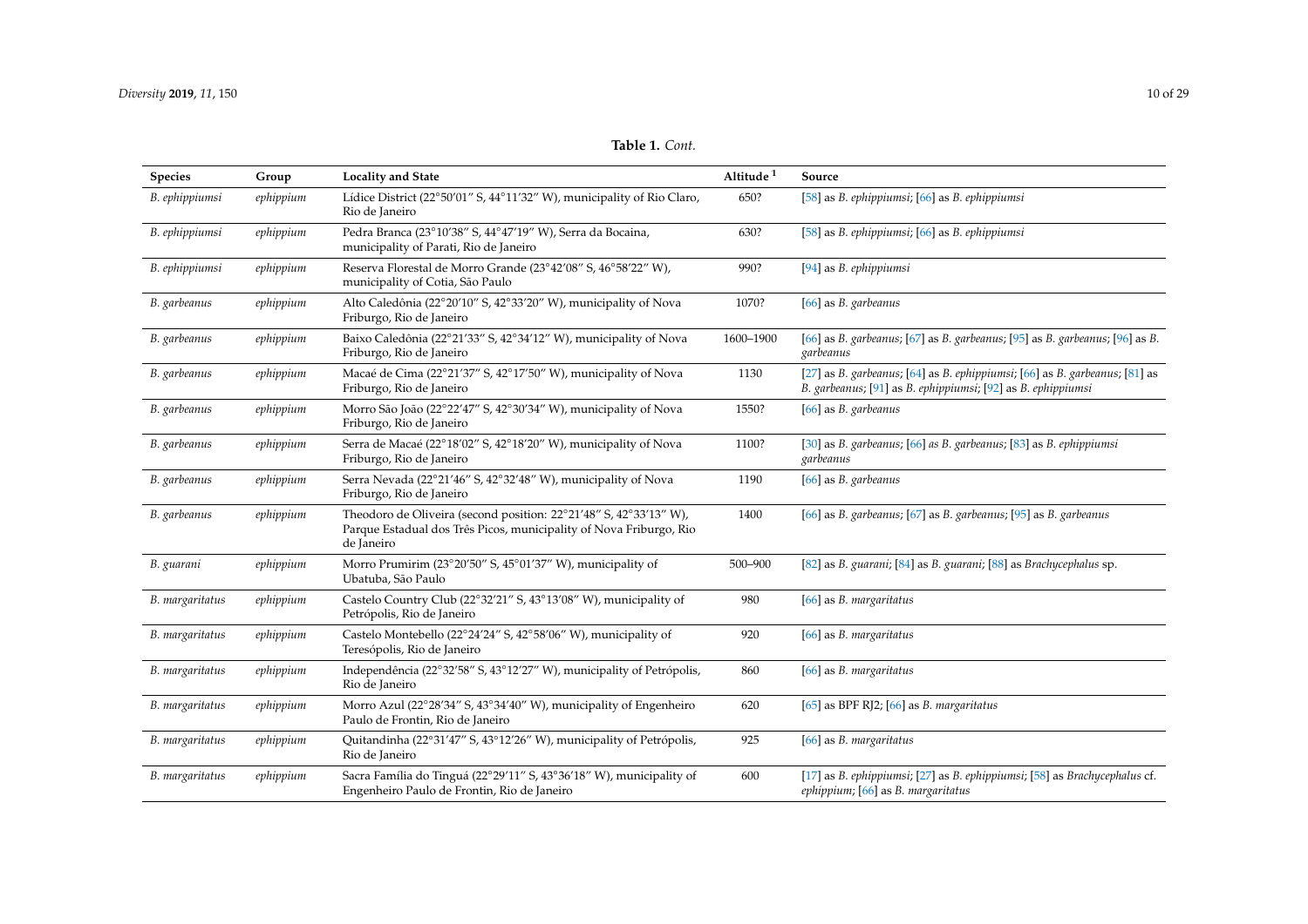**Table 1.** *Cont.*

| Species | Group | Locality and State | Altitude [1] | Source |
|---|---|---|---|---|
| *B. ephippiumsi* | *ephippium* | Lídice District (22°50′01″ S, 44°11′32″ W), municipality of Rio Claro, Rio de Janeiro | 650? | [58] as *B. ephippiumsi*; [66] as *B. ephippiumsi* |
| *B. ephippiumsi* | *ephippium* | Pedra Branca (23°10′38″ S, 44°47′19″ W), Serra da Bocaina, municipality of Parati, Rio de Janeiro | 630? | [58] as *B. ephippiumsi*; [66] as *B. ephippiumsi* |
| *B. ephippiumsi* | *ephippium* | Reserva Florestal de Morro Grande (23°42′08″ S, 46°58′22″ W), municipality of Cotia, São Paulo | 990? | [94] as *B. ephippiumsi* |
| *B. garbeanus* | *ephippium* | Alto Caledônia (22°20′10″ S, 42°33′20″ W), municipality of Nova Friburgo, Rio de Janeiro | 1070? | [66] as *B. garbeanus* |
| *B. garbeanus* | *ephippium* | Baixo Caledônia (22°21′33″ S, 42°34′12″ W), municipality of Nova Friburgo, Rio de Janeiro | 1600–1900 | [66] as *B. garbeanus*; [67] as *B. garbeanus*; [95] as *B. garbeanus*; [96] as *B. garbeanus* |
| *B. garbeanus* | *ephippium* | Macaé de Cima (22°21′37″ S, 42°17′50″ W), municipality of Nova Friburgo, Rio de Janeiro | 1130 | [27] as *B. garbeanus*; [64] as *B. ephippiumsi*; [66] as *B. garbeanus*; [81] as *B. garbeanus*; [91] as *B. ephippiumsi*; [92] as *B. ephippiumsi* |
| *B. garbeanus* | *ephippium* | Morro São João (22°22′47″ S, 42°30′34″ W), municipality of Nova Friburgo, Rio de Janeiro | 1550? | [66] as *B. garbeanus* |
| *B. garbeanus* | *ephippium* | Serra de Macaé (22°18′02″ S, 42°18′20″ W), municipality of Nova Friburgo, Rio de Janeiro | 1100? | [30] as *B. garbeanus*; [66] *as B. garbeanus*; [83] as *B. ephippiumsi garbeanus* |
| *B. garbeanus* | *ephippium* | Serra Nevada (22°21′46″ S, 42°32′48″ W), municipality of Nova Friburgo, Rio de Janeiro | 1190 | [66] as *B. garbeanus* |
| *B. garbeanus* | *ephippium* | Theodoro de Oliveira (second position: 22°21′48″ S, 42°33′13″ W), Parque Estadual dos Três Picos, municipality of Nova Friburgo, Rio de Janeiro | 1400 | [66] as *B. garbeanus*; [67] as *B. garbeanus*; [95] as *B. garbeanus* |
| *B. guarani* | *ephippium* | Morro Prumirim (23°20′50″ S, 45°01′37″ W), municipality of Ubatuba, São Paulo | 500–900 | [82] as *B. guarani*; [84] as *B. guarani*; [88] as *Brachycephalus* sp. |
| *B. margaritatus* | *ephippium* | Castelo Country Club (22°32′21″ S, 43°13′08″ W), municipality of Petrópolis, Rio de Janeiro | 980 | [66] as *B. margaritatus* |
| *B. margaritatus* | *ephippium* | Castelo Montebello (22°24′24″ S, 42°58′06″ W), municipality of Teresópolis, Rio de Janeiro | 920 | [66] as *B. margaritatus* |
| *B. margaritatus* | *ephippium* | Independência (22°32′58″ S, 43°12′27″ W), municipality of Petrópolis, Rio de Janeiro | 860 | [66] as *B. margaritatus* |
| *B. margaritatus* | *ephippium* | Morro Azul (22°28′34″ S, 43°34′40″ W), municipality of Engenheiro Paulo de Frontin, Rio de Janeiro | 620 | [65] as BPF RJ2; [66] as *B. margaritatus* |
| *B. margaritatus* | *ephippium* | Quitandinha (22°31′47″ S, 43°12′26″ W), municipality of Petrópolis, Rio de Janeiro | 925 | [66] as *B. margaritatus* |
| *B. margaritatus* | *ephippium* | Sacra Família do Tinguá (22°29′11″ S, 43°36′18″ W), municipality of Engenheiro Paulo de Frontin, Rio de Janeiro | 600 | [17] as *B. ephippiumsi*; [27] as *B. ephippiumsi*; [58] as *Brachycephalus* cf. *ephippium*; [66] as *B. margaritatus* |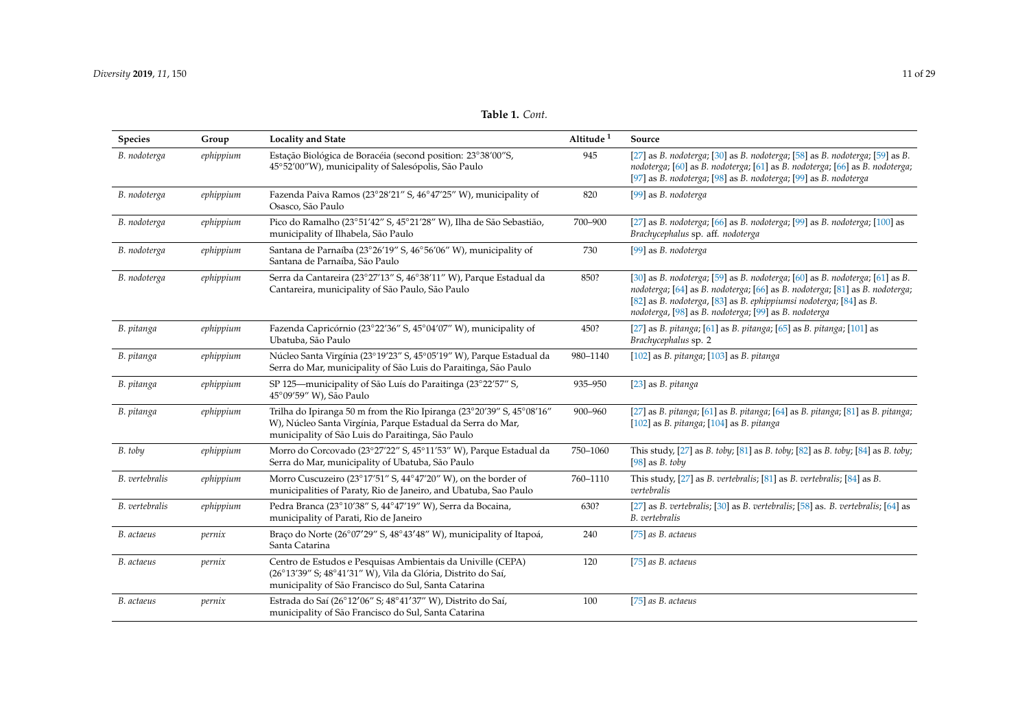**Table 1.** *Cont.*

| Species | Group | Locality and State | Altitude [1] | Source |
| --- | --- | --- | --- | --- |
| *B. nodoterga* | *ephippium* | Estação Biológica de Boracéia (second position: 23°38′00″S, 45°52′00″W), municipality of Salesópolis, São Paulo | 945 | [27] as *B. nodoterga*; [30] as *B. nodoterga*; [58] as *B. nodoterga*; [59] as *B. nodoterga*; [60] as *B. nodoterga*; [61] as *B. nodoterga*; [66] as *B. nodoterga*; [97] as *B. nodoterga*; [98] as *B. nodoterga*; [99] as *B. nodoterga* |
| *B. nodoterga* | *ephippium* | Fazenda Paiva Ramos (23°28′21″ S, 46°47′25″ W), municipality of Osasco, São Paulo | 820 | [99] as *B. nodoterga* |
| *B. nodoterga* | *ephippium* | Pico do Ramalho (23°51′42″ S, 45°21′28″ W), Ilha de São Sebastião, municipality of Ilhabela, São Paulo | 700–900 | [27] as *B. nodoterga*; [66] as *B. nodoterga*; [99] as *B. nodoterga*; [100] as *Brachycephalus* sp. aff. *nodoterga* |
| *B. nodoterga* | *ephippium* | Santana de Parnaíba (23°26′19″ S, 46°56′06″ W), municipality of Santana de Parnaíba, São Paulo | 730 | [99] as *B. nodoterga* |
| *B. nodoterga* | *ephippium* | Serra da Cantareira (23°27′13″ S, 46°38′11″ W), Parque Estadual da Cantareira, municipality of São Paulo, São Paulo | 850? | [30] as *B. nodoterga*; [59] as *B. nodoterga*; [60] as *B. nodoterga*; [61] as *B. nodoterga*; [64] as *B. nodoterga*; [66] as *B. nodoterga*; [81] as *B. nodoterga*; [82] as *B. nodoterga*; [83] as *B. ephippiumsi nodoterga*; [84] as *B. nodoterga*, [98] as *B. nodoterga*; [99] as *B. nodoterga* |
| *B. pitanga* | *ephippium* | Fazenda Capricórnio (23°22′36″ S, 45°04′07″ W), municipality of Ubatuba, São Paulo | 450? | [27] as *B. pitanga*; [61] as *B. pitanga*; [65] as *B. pitanga*; [101] as *Brachycephalus* sp. 2 |
| *B. pitanga* | *ephippium* | Núcleo Santa Virgínia (23°19′23″ S, 45°05′19″ W), Parque Estadual da Serra do Mar, municipality of São Luis do Paraitinga, São Paulo | 980–1140 | [102] as *B. pitanga*; [103] as *B. pitanga* |
| *B. pitanga* | *ephippium* | SP 125—municipality of São Luís do Paraitinga (23°22′57″ S, 45°09′59″ W), São Paulo | 935–950 | [23] as *B. pitanga* |
| *B. pitanga* | *ephippium* | Trilha do Ipiranga 50 m from the Rio Ipiranga (23°20′39″ S, 45°08′16″ W), Núcleo Santa Virgínia, Parque Estadual da Serra do Mar, municipality of São Luis do Paraitinga, São Paulo | 900–960 | [27] as *B. pitanga*; [61] as *B. pitanga*; [64] as *B. pitanga*; [81] as *B. pitanga*; [102] as *B. pitanga*; [104] as *B. pitanga* |
| *B. toby* | *ephippium* | Morro do Corcovado (23°27′22″ S, 45°11′53″ W), Parque Estadual da Serra do Mar, municipality of Ubatuba, São Paulo | 750–1060 | This study, [27] as *B. toby*; [81] as *B. toby*; [82] as *B. toby*; [84] as *B. toby*; [98] as *B. toby* |
| *B. vertebralis* | *ephippium* | Morro Cuscuzeiro (23°17′51″ S, 44°47′20″ W), on the border of municipalities of Paraty, Rio de Janeiro, and Ubatuba, Sao Paulo | 760–1110 | This study, [27] as *B. vertebralis*; [81] as *B. vertebralis*; [84] as *B. vertebralis* |
| *B. vertebralis* | *ephippium* | Pedra Branca (23°10′38″ S, 44°47′19″ W), Serra da Bocaina, municipality of Parati, Rio de Janeiro | 630? | [27] as *B. vertebralis*; [30] as *B. vertebralis*; [58] as. *B. vertebralis*; [64] as *B. vertebralis* |
| *B. actaeus* | *pernix* | Braço do Norte (26°07′29″ S, 48°43′48″ W), municipality of Itapoá, Santa Catarina | 240 | [75] *as B. actaeus* |
| *B. actaeus* | *pernix* | Centro de Estudos e Pesquisas Ambientais da Univille (CEPA) (26°13′39″ S; 48°41′31″ W), Vila da Glória, Distrito do Saí, municipality of São Francisco do Sul, Santa Catarina | 120 | [75] *as B. actaeus* |
| *B. actaeus* | *pernix* | Estrada do Saí (26°12′06″ S; 48°41′37″ W), Distrito do Saí, municipality of São Francisco do Sul, Santa Catarina | 100 | [75] *as B. actaeus* |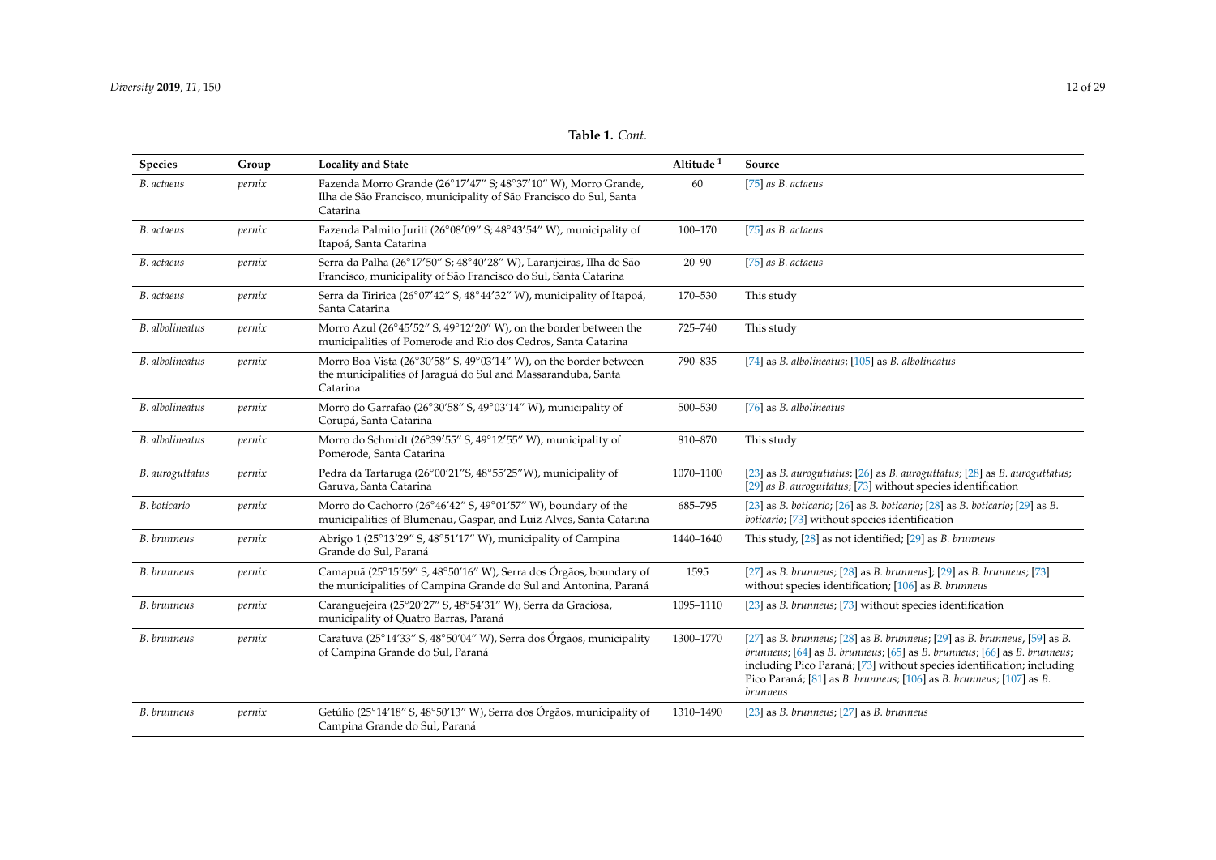**Table 1.** *Cont.*

| Species | Group | Locality and State | Altitude [1] | Source |
|---|---|---|---|---|
| *B. actaeus* | *pernix* | Fazenda Morro Grande (26°17′47″ S; 48°37′10″ W), Morro Grande, Ilha de São Francisco, municipality of São Francisco do Sul, Santa Catarina | 60 | [75] *as B. actaeus* |
| *B. actaeus* | *pernix* | Fazenda Palmito Juriti (26°08′09″ S; 48°43′54″ W), municipality of Itapoá, Santa Catarina | 100–170 | [75] *as B. actaeus* |
| *B. actaeus* | *pernix* | Serra da Palha (26°17′50″ S; 48°40′28″ W), Laranjeiras, Ilha de São Francisco, municipality of São Francisco do Sul, Santa Catarina | 20–90 | [75] *as B. actaeus* |
| *B. actaeus* | *pernix* | Serra da Tiririca (26°07′42″ S, 48°44′32″ W), municipality of Itapoá, Santa Catarina | 170–530 | This study |
| *B. albolineatus* | *pernix* | Morro Azul (26°45′52″ S, 49°12′20″ W), on the border between the municipalities of Pomerode and Rio dos Cedros, Santa Catarina | 725–740 | This study |
| *B. albolineatus* | *pernix* | Morro Boa Vista (26°30′58″ S, 49°03′14″ W), on the border between the municipalities of Jaraguá do Sul and Massaranduba, Santa Catarina | 790–835 | [74] as *B. albolineatus*; [105] as *B. albolineatus* |
| *B. albolineatus* | *pernix* | Morro do Garrafão (26°30′58″ S, 49°03′14″ W), municipality of Corupá, Santa Catarina | 500–530 | [76] as *B. albolineatus* |
| *B. albolineatus* | *pernix* | Morro do Schmidt (26°39′55″ S, 49°12′55″ W), municipality of Pomerode, Santa Catarina | 810–870 | This study |
| *B. auroguttatus* | *pernix* | Pedra da Tartaruga (26°00′21″S, 48°55′25″W), municipality of Garuva, Santa Catarina | 1070–1100 | [23] as *B. auroguttatus*; [26] as *B. auroguttatus*; [28] as *B. auroguttatus*; [29] *as B. auroguttatus*; [73] without species identification |
| *B. boticario* | *pernix* | Morro do Cachorro (26°46′42″ S, 49°01′57″ W), boundary of the municipalities of Blumenau, Gaspar, and Luiz Alves, Santa Catarina | 685–795 | [23] as *B. boticario*; [26] as *B. boticario*; [28] as *B. boticario*; [29] as *B. boticario*; [73] without species identification |
| *B. brunneus* | *pernix* | Abrigo 1 (25°13′29″ S, 48°51′17″ W), municipality of Campina Grande do Sul, Paraná | 1440–1640 | This study, [28] as not identified; [29] as *B. brunneus* |
| *B. brunneus* | *pernix* | Camapuã (25°15′59″ S, 48°50′16″ W), Serra dos Órgãos, boundary of the municipalities of Campina Grande do Sul and Antonina, Paraná | 1595 | [27] as *B. brunneus*; [28] as *B. brunneus*]; [29] as *B. brunneus*; [73] without species identification; [106] as *B. brunneus* |
| *B. brunneus* | *pernix* | Caranguejeira (25°20′27″ S, 48°54′31″ W), Serra da Graciosa, municipality of Quatro Barras, Paraná | 1095–1110 | [23] as *B. brunneus*; [73] without species identification |
| *B. brunneus* | *pernix* | Caratuva (25°14′33″ S, 48°50′04″ W), Serra dos Órgãos, municipality of Campina Grande do Sul, Paraná | 1300–1770 | [27] as *B. brunneus*; [28] as *B. brunneus*; [29] as *B. brunneus*, [59] as *B. brunneus*; [64] as *B. brunneus*; [65] as *B. brunneus*; [66] as *B. brunneus*; including Pico Paraná; [73] without species identification; including Pico Paraná; [81] as *B. brunneus*; [106] as *B. brunneus*; [107] as *B. brunneus* |
| *B. brunneus* | *pernix* | Getúlio (25°14′18″ S, 48°50′13″ W), Serra dos Órgãos, municipality of Campina Grande do Sul, Paraná | 1310–1490 | [23] as *B. brunneus*; [27] as *B. brunneus* |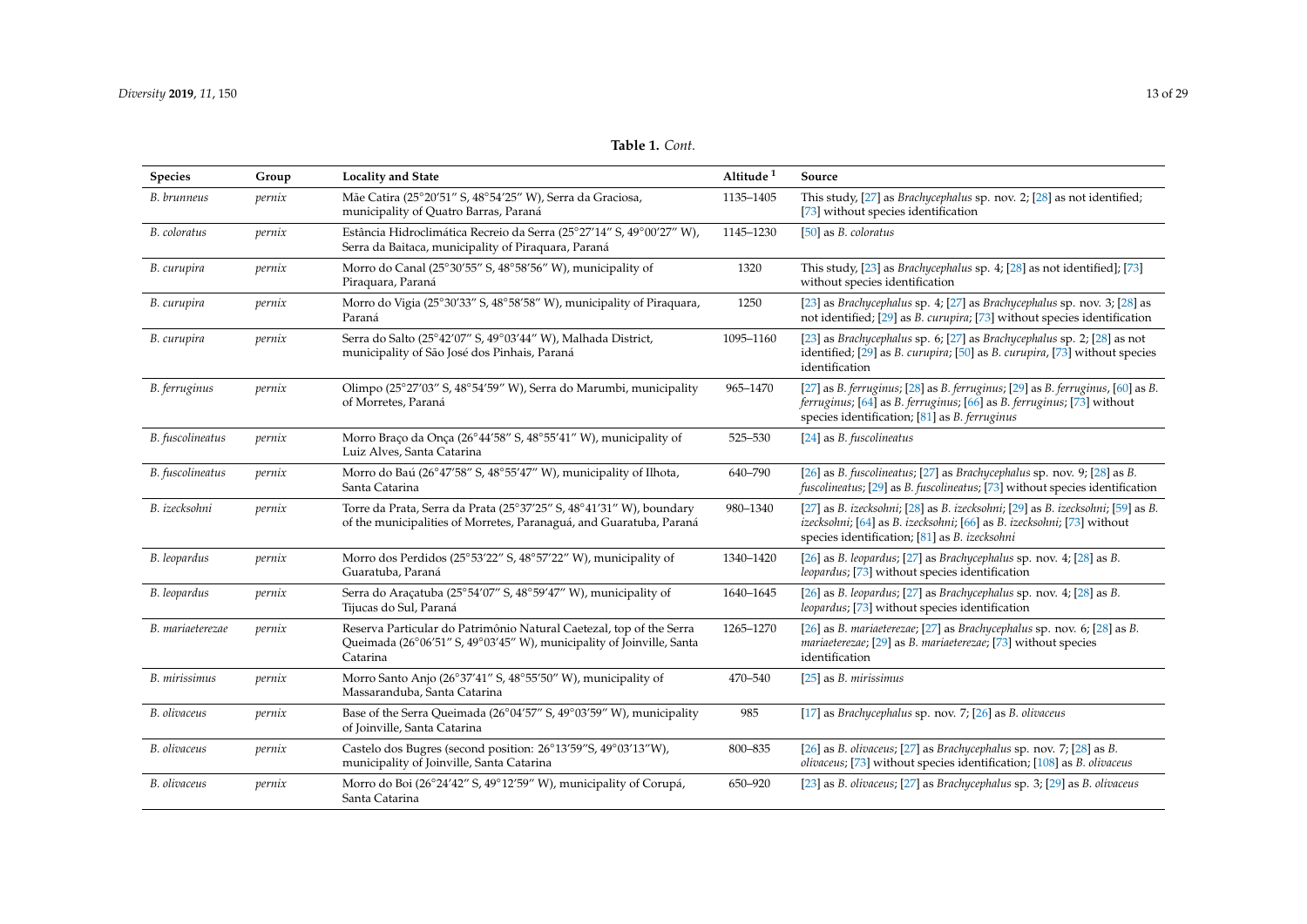**Table 1.** *Cont.*

| Species | Group | Locality and State | Altitude [1] | Source |
|---|---|---|---|---|
| *B. brunneus* | *pernix* | Mãe Catira (25°20′51″ S, 48°54′25″ W), Serra da Graciosa, municipality of Quatro Barras, Paraná | 1135–1405 | This study, [27] as *Brachycephalus* sp. nov. 2; [28] as not identified; [73] without species identification |
| *B. coloratus* | *pernix* | Estância Hidroclimática Recreio da Serra (25°27′14″ S, 49°00′27″ W), Serra da Baitaca, municipality of Piraquara, Paraná | 1145–1230 | [50] as *B. coloratus* |
| *B. curupira* | *pernix* | Morro do Canal (25°30′55″ S, 48°58′56″ W), municipality of Piraquara, Paraná | 1320 | This study, [23] as *Brachycephalus* sp. 4; [28] as not identified]; [73] without species identification |
| *B. curupira* | *pernix* | Morro do Vigia (25°30′33″ S, 48°58′58″ W), municipality of Piraquara, Paraná | 1250 | [23] as *Brachycephalus* sp. 4; [27] as *Brachycephalus* sp. nov. 3; [28] as not identified; [29] as *B. curupira*; [73] without species identification |
| *B. curupira* | *pernix* | Serra do Salto (25°42′07″ S, 49°03′44″ W), Malhada District, municipality of São José dos Pinhais, Paraná | 1095–1160 | [23] as *Brachycephalus* sp. 6; [27] as *Brachycephalus* sp. 2; [28] as not identified; [29] as *B. curupira*; [50] as *B. curupira*, [73] without species identification |
| *B. ferruginus* | *pernix* | Olimpo (25°27′03″ S, 48°54′59″ W), Serra do Marumbi, municipality of Morretes, Paraná | 965–1470 | [27] as *B. ferruginus*; [28] as *B. ferruginus*; [29] as *B. ferruginus*, [60] as *B. ferruginus*; [64] as *B. ferruginus*; [66] as *B. ferruginus*; [73] without species identification; [81] as *B. ferruginus* |
| *B. fuscolineatus* | *pernix* | Morro Braço da Onça (26°44′58″ S, 48°55′41″ W), municipality of Luiz Alves, Santa Catarina | 525–530 | [24] as *B. fuscolineatus* |
| *B. fuscolineatus* | *pernix* | Morro do Baú (26°47′58″ S, 48°55′47″ W), municipality of Ilhota, Santa Catarina | 640–790 | [26] as *B. fuscolineatus*; [27] as *Brachycephalus* sp. nov. 9; [28] as *B. fuscolineatus*; [29] as *B. fuscolineatus*; [73] without species identification |
| *B. izecksohni* | *pernix* | Torre da Prata, Serra da Prata (25°37′25″ S, 48°41′31″ W), boundary of the municipalities of Morretes, Paranaguá, and Guaratuba, Paraná | 980–1340 | [27] as *B. izecksohni*; [28] as *B. izecksohni*; [29] as *B. izecksohni*; [59] as *B. izecksohni*; [64] as *B. izecksohni*; [66] as *B. izecksohni*; [73] without species identification; [81] as *B. izecksohni* |
| *B. leopardus* | *pernix* | Morro dos Perdidos (25°53′22″ S, 48°57′22″ W), municipality of Guaratuba, Paraná | 1340–1420 | [26] as *B. leopardus*; [27] as *Brachycephalus* sp. nov. 4; [28] as *B. leopardus*; [73] without species identification |
| *B. leopardus* | *pernix* | Serra do Araçatuba (25°54′07″ S, 48°59′47″ W), municipality of Tijucas do Sul, Paraná | 1640–1645 | [26] as *B. leopardus*; [27] as *Brachycephalus* sp. nov. 4; [28] as *B. leopardus*; [73] without species identification |
| *B. mariaeterezae* | *pernix* | Reserva Particular do Patrimônio Natural Caetezal, top of the Serra Queimada (26°06′51″ S, 49°03′45″ W), municipality of Joinville, Santa Catarina | 1265–1270 | [26] as *B. mariaeterezae*; [27] as *Brachycephalus* sp. nov. 6; [28] as *B. mariaeterezae*; [29] as *B. mariaeterezae*; [73] without species identification |
| *B. mirissimus* | *pernix* | Morro Santo Anjo (26°37′41″ S, 48°55′50″ W), municipality of Massaranduba, Santa Catarina | 470–540 | [25] as *B. mirissimus* |
| *B. olivaceus* | *pernix* | Base of the Serra Queimada (26°04′57″ S, 49°03′59″ W), municipality of Joinville, Santa Catarina | 985 | [17] as *Brachycephalus* sp. nov. 7; [26] as *B. olivaceus* |
| *B. olivaceus* | *pernix* | Castelo dos Bugres (second position: 26°13′59″S, 49°03′13″W), municipality of Joinville, Santa Catarina | 800–835 | [26] as *B. olivaceus*; [27] as *Brachycephalus* sp. nov. 7; [28] as *B. olivaceus*; [73] without species identification; [108] as *B. olivaceus* |
| *B. olivaceus* | *pernix* | Morro do Boi (26°24′42″ S, 49°12′59″ W), municipality of Corupá, Santa Catarina | 650–920 | [23] as *B. olivaceus*; [27] as *Brachycephalus* sp. 3; [29] as *B. olivaceus* |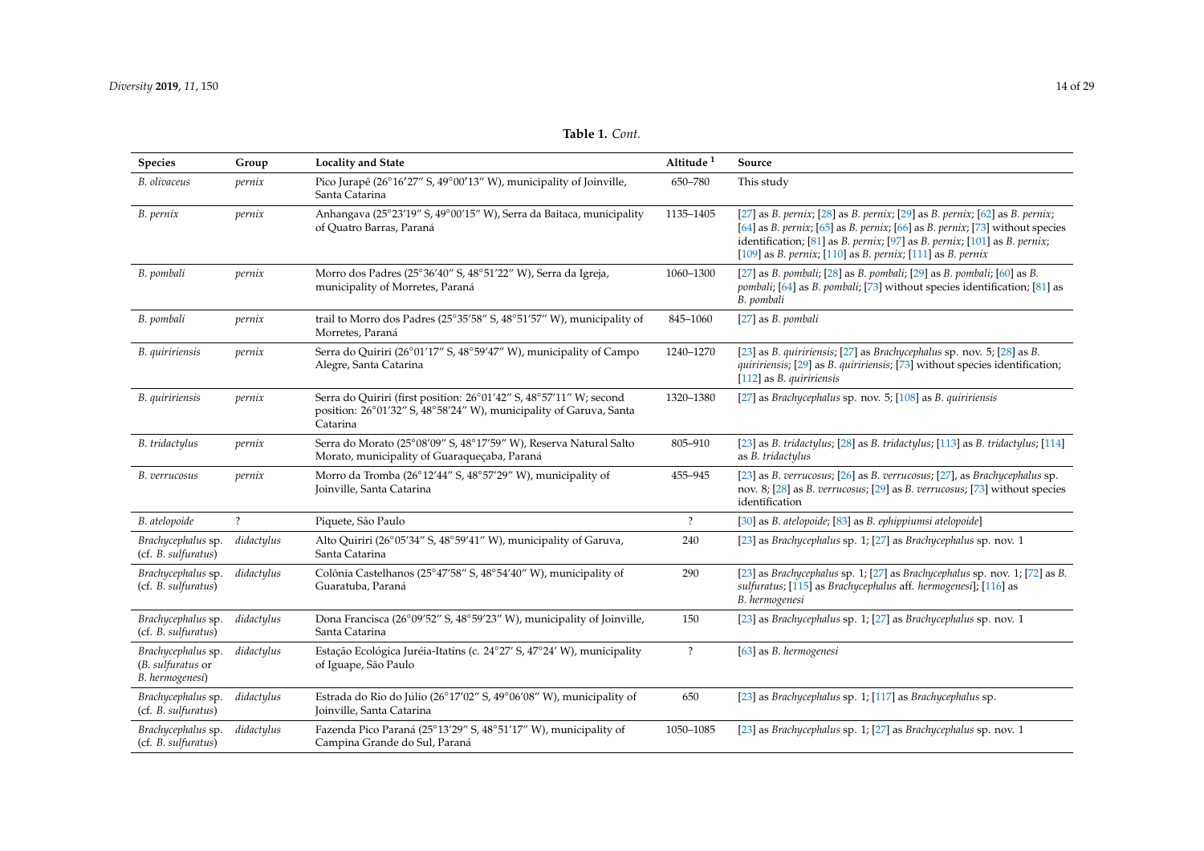**Table 1.** *Cont.*

| Species | Group | Locality and State | Altitude [1] | Source |
|---|---|---|---|---|
| *B. olivaceus* | *pernix* | Pico Jurapê (26°16′27″ S, 49°00′13″ W), municipality of Joinville, Santa Catarina | 650–780 | This study |
| *B. pernix* | *pernix* | Anhangava (25°23′19″ S, 49°00′15″ W), Serra da Baitaca, municipality of Quatro Barras, Paraná | 1135–1405 | [27] as *B. pernix*; [28] as *B. pernix*; [29] as *B. pernix*; [62] as *B. pernix*; [64] as *B. pernix*; [65] as *B. pernix*; [66] as *B. pernix*; [73] without species identification; [81] as *B. pernix*; [97] as *B. pernix*; [101] as *B. pernix*; [109] as *B. pernix*; [110] as *B. pernix*; [111] as *B. pernix* |
| *B. pombali* | *pernix* | Morro dos Padres (25°36′40″ S, 48°51′22″ W), Serra da Igreja, municipality of Morretes, Paraná | 1060–1300 | [27] as *B. pombali*; [28] as *B. pombali*; [29] as *B. pombali*; [60] as *B. pombali*; [64] as *B. pombali*; [73] without species identification; [81] as *B. pombali* |
| *B. pombali* | *pernix* | trail to Morro dos Padres (25°35′58″ S, 48°51′57″ W), municipality of Morretes, Paraná | 845–1060 | [27] as *B. pombali* |
| *B. quiririensis* | *pernix* | Serra do Quiriri (26°01′17″ S, 48°59′47″ W), municipality of Campo Alegre, Santa Catarina | 1240–1270 | [23] as *B. quiririensis*; [27] as *Brachycephalus* sp. nov. 5; [28] as *B. quiririensis*; [29] as *B. quiririensis*; [73] without species identification; [112] as *B. quiririensis* |
| *B. quiririensis* | *pernix* | Serra do Quiriri (first position: 26°01′42″ S, 48°57′11″ W; second position: 26°01′32″ S, 48°58′24″ W), municipality of Garuva, Santa Catarina | 1320–1380 | [27] as *Brachycephalus* sp. nov. 5; [108] as *B. quiririensis* |
| *B. tridactylus* | *pernix* | Serra do Morato (25°08′09″ S, 48°17′59″ W), Reserva Natural Salto Morato, municipality of Guaraqueçaba, Paraná | 805–910 | [23] as *B. tridactylus*; [28] as *B. tridactylus*; [113] as *B. tridactylus*; [114] as *B. tridactylus* |
| *B. verrucosus* | *pernix* | Morro da Tromba (26°12′44″ S, 48°57′29″ W), municipality of Joinville, Santa Catarina | 455–945 | [23] as *B. verrucosus*; [26] as *B. verrucosus*; [27], as *Brachycephalus* sp. nov. 8; [28] as *B. verrucosus*; [29] as *B. verrucosus*; [73] without species identification |
| *B. atelopoide* | ? | Piquete, São Paulo | ? | [30] as *B. atelopoide*; [83] as *B. ephippiumsi atelopoide*] |
| *Brachycephalus* sp. (cf. *B. sulfuratus*) | *didactylus* | Alto Quiriri (26°05′34″ S, 48°59′41″ W), municipality of Garuva, Santa Catarina | 240 | [23] as *Brachycephalus* sp. 1; [27] as *Brachycephalus* sp. nov. 1 |
| *Brachycephalus* sp. (cf. *B. sulfuratus*) | *didactylus* | Colônia Castelhanos (25°47′58″ S, 48°54′40″ W), municipality of Guaratuba, Paraná | 290 | [23] as *Brachycephalus* sp. 1; [27] as *Brachycephalus* sp. nov. 1; [72] as *B. sulfuratus*; [115] as *Brachycephalus* aff. *hermogenesi*]; [116] as *B. hermogenesi* |
| *Brachycephalus* sp. (cf. *B. sulfuratus*) | *didactylus* | Dona Francisca (26°09′52″ S, 48°59′23″ W), municipality of Joinville, Santa Catarina | 150 | [23] as *Brachycephalus* sp. 1; [27] as *Brachycephalus* sp. nov. 1 |
| *Brachycephalus* sp. (*B. sulfuratus* or *B. hermogenesi*) | *didactylus* | Estação Ecológica Juréia-Itatins (c. 24°27′ S, 47°24′ W), municipality of Iguape, São Paulo | ? | [63] as *B. hermogenesi* |
| *Brachycephalus* sp. (cf. *B. sulfuratus*) | *didactylus* | Estrada do Rio do Júlio (26°17′02″ S, 49°06′08″ W), municipality of Joinville, Santa Catarina | 650 | [23] as *Brachycephalus* sp. 1; [117] as *Brachycephalus* sp. |
| *Brachycephalus* sp. (cf. *B. sulfuratus*) | *didactylus* | Fazenda Pico Paraná (25°13′29″ S, 48°51′17″ W), municipality of Campina Grande do Sul, Paraná | 1050–1085 | [23] as *Brachycephalus* sp. 1; [27] as *Brachycephalus* sp. nov. 1 |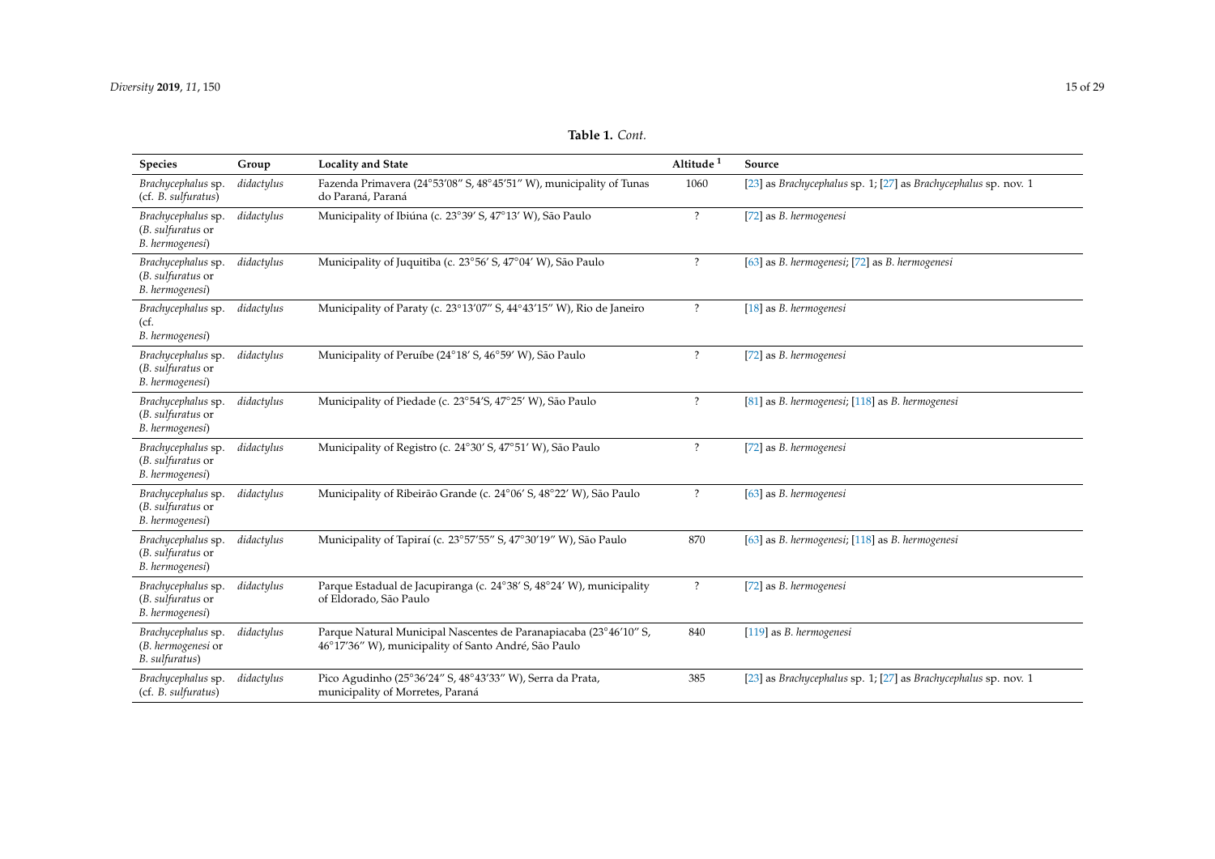**Table 1.** *Cont.*

| Species | Group | Locality and State | Altitude [1] | Source |
|---|---|---|---|---|
| *Brachycephalus* sp. (cf. *B. sulfuratus*) | *didactylus* | Fazenda Primavera (24°53′08″ S, 48°45′51″ W), municipality of Tunas do Paraná, Paraná | 1060 | [23] as *Brachycephalus* sp. 1; [27] as *Brachycephalus* sp. nov. 1 |
| *Brachycephalus* sp. (*B. sulfuratus* or *B. hermogenesi*) | *didactylus* | Municipality of Ibiúna (c. 23°39′ S, 47°13′ W), São Paulo | ? | [72] as *B. hermogenesi* |
| *Brachycephalus* sp. (*B. sulfuratus* or *B. hermogenesi*) | *didactylus* | Municipality of Juquitiba (c. 23°56′ S, 47°04′ W), São Paulo | ? | [63] as *B. hermogenesi*; [72] as *B. hermogenesi* |
| *Brachycephalus* sp. (cf. *B. hermogenesi*) | *didactylus* | Municipality of Paraty (c. 23°13′07″ S, 44°43′15″ W), Rio de Janeiro | ? | [18] as *B. hermogenesi* |
| *Brachycephalus* sp. (*B. sulfuratus* or *B. hermogenesi*) | *didactylus* | Municipality of Peruíbe (24°18′ S, 46°59′ W), São Paulo | ? | [72] as *B. hermogenesi* |
| *Brachycephalus* sp. (*B. sulfuratus* or *B. hermogenesi*) | *didactylus* | Municipality of Piedade (c. 23°54′S, 47°25′ W), São Paulo | ? | [81] as *B. hermogenesi*; [118] as *B. hermogenesi* |
| *Brachycephalus* sp. (*B. sulfuratus* or *B. hermogenesi*) | *didactylus* | Municipality of Registro (c. 24°30′ S, 47°51′ W), São Paulo | ? | [72] as *B. hermogenesi* |
| *Brachycephalus* sp. (*B. sulfuratus* or *B. hermogenesi*) | *didactylus* | Municipality of Ribeirão Grande (c. 24°06′ S, 48°22′ W), São Paulo | ? | [63] as *B. hermogenesi* |
| *Brachycephalus* sp. (*B. sulfuratus* or *B. hermogenesi*) | *didactylus* | Municipality of Tapiraí (c. 23°57′55″ S, 47°30′19″ W), São Paulo | 870 | [63] as *B. hermogenesi*; [118] as *B. hermogenesi* |
| *Brachycephalus* sp. (*B. sulfuratus* or *B. hermogenesi*) | *didactylus* | Parque Estadual de Jacupiranga (c. 24°38′ S, 48°24′ W), municipality of Eldorado, São Paulo | ? | [72] as *B. hermogenesi* |
| *Brachycephalus* sp. (*B. hermogenesi* or *B. sulfuratus*) | *didactylus* | Parque Natural Municipal Nascentes de Paranapiacaba (23°46′10″ S, 46°17′36″ W), municipality of Santo André, São Paulo | 840 | [119] as *B. hermogenesi* |
| *Brachycephalus* sp. (cf. *B. sulfuratus*) | *didactylus* | Pico Agudinho (25°36′24″ S, 48°43′33″ W), Serra da Prata, municipality of Morretes, Paraná | 385 | [23] as *Brachycephalus* sp. 1; [27] as *Brachycephalus* sp. nov. 1 |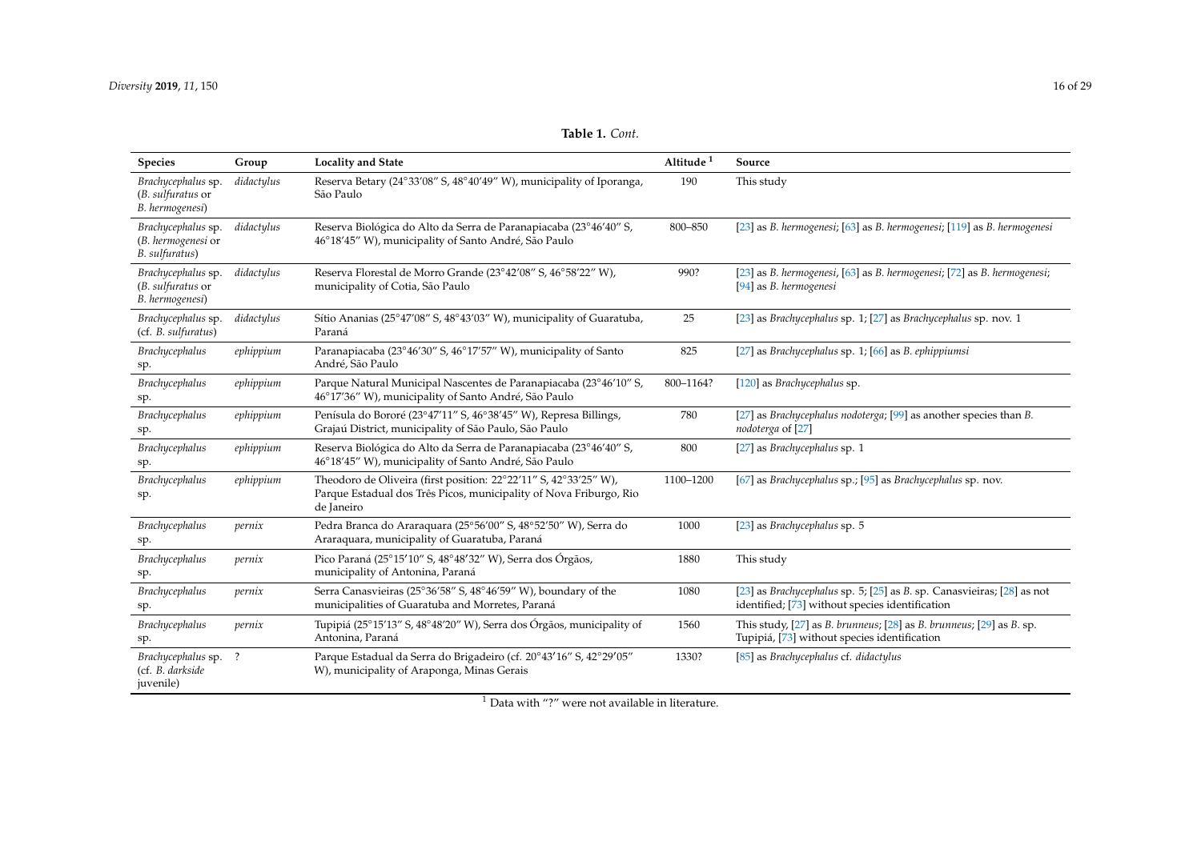**Table 1.** *Cont.*

| Species | Group | Locality and State | Altitude [1] | Source |
|---|---|---|---|---|
| *Brachycephalus* sp. (*B. sulfuratus* or *B. hermogenesi*) | *didactylus* | Reserva Betary (24°33′08″ S, 48°40′49″ W), municipality of Iporanga, São Paulo | 190 | This study |
| *Brachycephalus* sp. (*B. hermogenesi* or *B. sulfuratus*) | *didactylus* | Reserva Biológica do Alto da Serra de Paranapiacaba (23°46′40″ S, 46°18′45″ W), municipality of Santo André, São Paulo | 800–850 | [23] as *B. hermogenesi*; [63] as *B. hermogenesi*; [119] as *B. hermogenesi* |
| *Brachycephalus* sp. (*B. sulfuratus* or *B. hermogenesi*) | *didactylus* | Reserva Florestal de Morro Grande (23°42′08″ S, 46°58′22″ W), municipality of Cotia, São Paulo | 990? | [23] as *B. hermogenesi*, [63] as *B. hermogenesi*; [72] as *B. hermogenesi*; [94] as *B. hermogenesi* |
| *Brachycephalus* sp. (cf. *B. sulfuratus*) | *didactylus* | Sítio Ananias (25°47′08″ S, 48°43′03″ W), municipality of Guaratuba, Paraná | 25 | [23] as *Brachycephalus* sp. 1; [27] as *Brachycephalus* sp. nov. 1 |
| *Brachycephalus* sp. | *ephippium* | Paranapiacaba (23°46′30″ S, 46°17′57″ W), municipality of Santo André, São Paulo | 825 | [27] as *Brachycephalus* sp. 1; [66] as *B. ephippiumsi* |
| *Brachycephalus* sp. | *ephippium* | Parque Natural Municipal Nascentes de Paranapiacaba (23°46′10″ S, 46°17′36″ W), municipality of Santo André, São Paulo | 800–1164? | [120] as *Brachycephalus* sp. |
| *Brachycephalus* sp. | *ephippium* | Penísula do Bororé (23°47′11″ S, 46°38′45″ W), Represa Billings, Grajaú District, municipality of São Paulo, São Paulo | 780 | [27] as *Brachycephalus nodoterga*; [99] as another species than *B. nodoterga* of [27] |
| *Brachycephalus* sp. | *ephippium* | Reserva Biológica do Alto da Serra de Paranapiacaba (23°46′40″ S, 46°18′45″ W), municipality of Santo André, São Paulo | 800 | [27] as *Brachycephalus* sp. 1 |
| *Brachycephalus* sp. | *ephippium* | Theodoro de Oliveira (first position: 22°22′11″ S, 42°33′25″ W), Parque Estadual dos Três Picos, municipality of Nova Friburgo, Rio de Janeiro | 1100–1200 | [67] as *Brachycephalus* sp.; [95] as *Brachycephalus* sp. nov. |
| *Brachycephalus* sp. | *pernix* | Pedra Branca do Araraquara (25°56′00″ S, 48°52′50″ W), Serra do Araraquara, municipality of Guaratuba, Paraná | 1000 | [23] as *Brachycephalus* sp. 5 |
| *Brachycephalus* sp. | *pernix* | Pico Paraná (25°15′10″ S, 48°48′32″ W), Serra dos Órgãos, municipality of Antonina, Paraná | 1880 | This study |
| *Brachycephalus* sp. | *pernix* | Serra Canasvieiras (25°36′58″ S, 48°46′59″ W), boundary of the municipalities of Guaratuba and Morretes, Paraná | 1080 | [23] as *Brachycephalus* sp. 5; [25] as *B.* sp. Canasvieiras; [28] as not identified; [73] without species identification |
| *Brachycephalus* sp. | *pernix* | Tupipiá (25°15′13″ S, 48°48′20″ W), Serra dos Órgãos, municipality of Antonina, Paraná | 1560 | This study, [27] as *B. brunneus*; [28] as *B. brunneus*; [29] as *B.* sp. Tupipiá, [73] without species identification |
| *Brachycephalus* sp. (cf. *B. darkside* juvenile) | ? | Parque Estadual da Serra do Brigadeiro (cf. 20°43′16″ S, 42°29′05″ W), municipality of Araponga, Minas Gerais | 1330? | [85] as *Brachycephalus* cf. *didactylus* |

[1] Data with "?" were not available in literature.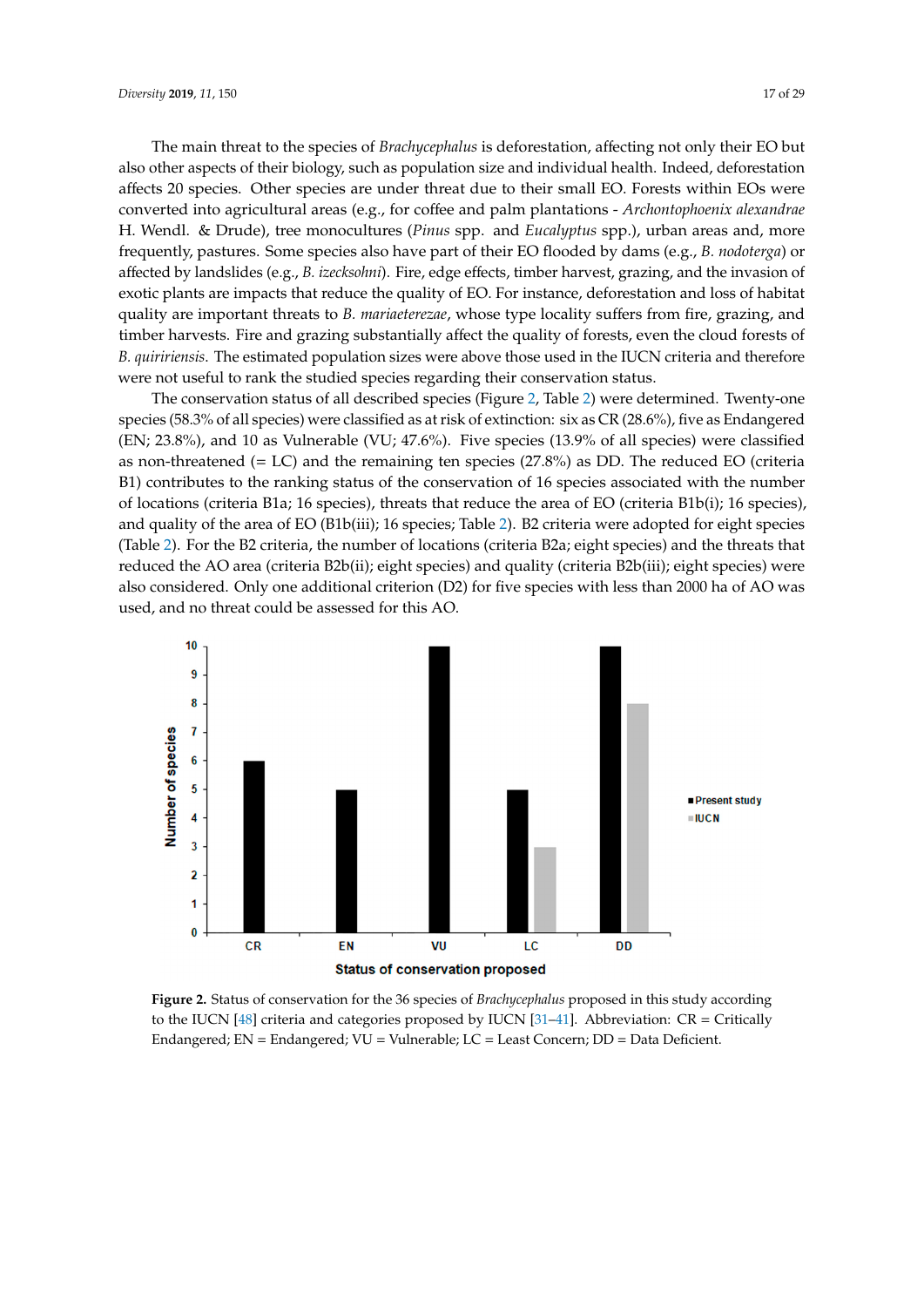The main threat to the species of *Brachycephalus* is deforestation, affecting not only their EO but also other aspects of their biology, such as population size and individual health. Indeed, deforestation affects 20 species. Other species are under threat due to their small EO. Forests within EOs were converted into agricultural areas (e.g., for coffee and palm plantations - *Archontophoenix alexandrae* H. Wendl. & Drude), tree monocultures (*Pinus* spp. and *Eucalyptus* spp.), urban areas and, more frequently, pastures. Some species also have part of their EO flooded by dams (e.g., *B. nodoterga*) or affected by landslides (e.g., *B. izecksohni*). Fire, edge effects, timber harvest, grazing, and the invasion of exotic plants are impacts that reduce the quality of EO. For instance, deforestation and loss of habitat quality are important threats to *B. mariaeterezae*, whose type locality suffers from fire, grazing, and timber harvests. Fire and grazing substantially affect the quality of forests, even the cloud forests of *B. quiririensis*. The estimated population sizes were above those used in the IUCN criteria and therefore were not useful to rank the studied species regarding their conservation status.

The conservation status of all described species (Figure 2, Table 2) were determined. Twenty-one species (58.3% of all species) were classified as at risk of extinction: six as CR (28.6%), five as Endangered (EN; 23.8%), and 10 as Vulnerable (VU; 47.6%). Five species (13.9% of all species) were classified as non-threatened (= LC) and the remaining ten species (27.8%) as DD. The reduced EO (criteria B1) contributes to the ranking status of the conservation of 16 species associated with the number of locations (criteria B1a; 16 species), threats that reduce the area of EO (criteria B1b(i); 16 species), and quality of the area of EO (B1b(iii); 16 species; Table 2). B2 criteria were adopted for eight species (Table 2). For the B2 criteria, the number of locations (criteria B2a; eight species) and the threats that reduced the AO area (criteria B2b(ii); eight species) and quality (criteria B2b(iii); eight species) were also considered. Only one additional criterion (D2) for five species with less than 2000 ha of AO was used, and no threat could be assessed for this AO.

**Figure 2.** Status of conservation for the 36 species of *Brachycephalus* proposed in this study according to the IUCN [48] criteria and categories proposed by IUCN [31–41]. Abbreviation: CR = Critically Endangered; EN = Endangered; VU = Vulnerable; LC = Least Concern; DD = Data Deficient.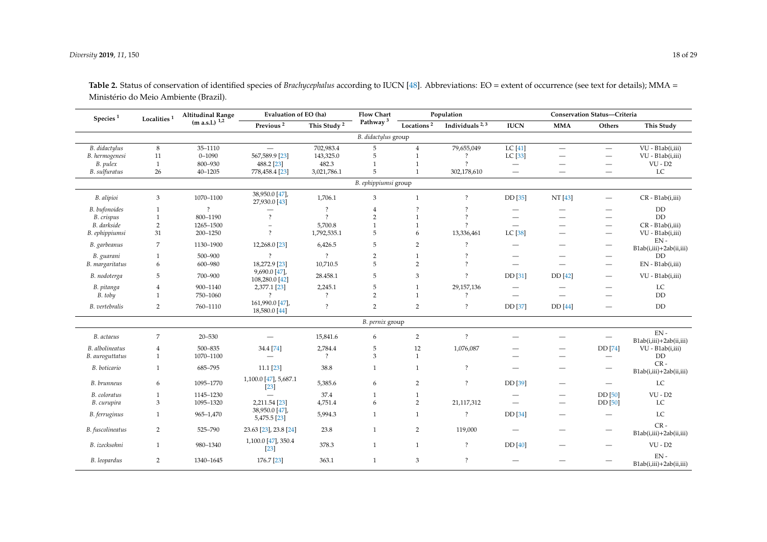**Table 2.** Status of conservation of identified species of *Brachycephalus* according to IUCN [48]. Abbreviations: EO = extent of occurrence (see text for details); MMA = Ministério do Meio Ambiente (Brazil).

| Species [1] | Localities [1] | Altitudinal Range (m a.s.l.) [1,2] | Evaluation of EO (ha) | | Flow Chart Pathway [3] | Population | | Conservation Status—Criteria | | | |
|---|---|---|---|---|---|---|---|---|---|---|---|
| | | | Previous [2] | This Study [2] | | Locations [2] | Individuals [2,3] | IUCN | MMA | Others | This Study |
| *B. didactylus* group | | | | | | | | | | | |
| *B. didactylus* | 8 | 35–1110 | — | 702,983.4 | 5 | 4 | 79,655,049 | LC [41] | — | — | VU - B1ab(i,iii) |
| *B. hermogenesi* | 11 | 0–1090 | 567,589.9 [23] | 143,325.0 | 5 | 1 | ? | LC [33] | — | — | VU - B1ab(i,iii) |
| *B. pulex* | 1 | 800–930 | 488.2 [23] | 482.3 | 1 | 1 | ? | — | — | — | VU - D2 |
| *B. sulfuratus* | 26 | 40–1205 | 778,458.4 [23] | 3,021,786.1 | 5 | 1 | 302,178,610 | — | — | — | LC |
| *B. ephippiumsi* group | | | | | | | | | | | |
| *B. alipioi* | 3 | 1070–1100 | 38,950.0 [47], 27,930.0 [43] | 1,706.1 | 3 | 1 | ? | DD [35] | NT [43] | — | CR - B1ab(i,iii) |
| *B. bufonoides* | 1 | ? | — | ? | 4 | ? | ? | — | — | — | DD |
| *B. crispus* | 1 | 800–1190 | ? | ? | 2 | 1 | ? | — | — | — | DD |
| *B. darkside* | 2 | 1265–1500 | – | 5,700.8 | 1 | 1 | ? | — | — | — | CR - B1ab(i,iii) |
| *B. ephippiumsi* | 31 | 200–1250 | ? | 1,792,535.1 | 5 | 6 | 13,336,461 | LC [38] | — | — | VU - B1ab(i,iii) |
| *B. garbeanus* | 7 | 1130–1900 | 12,268.0 [23] | 6,426.5 | 5 | 2 | ? | — | — | — | EN - B1ab(i,iii)+2ab(ii,iii) |
| *B. guarani* | 1 | 500–900 | ? | ? | 2 | 1 | ? | — | — | — | DD |
| *B. margaritatus* | 6 | 600–980 | 18,272.9 [23] | 10,710.5 | 5 | 2 | ? | — | — | — | EN - B1ab(i,iii) |
| *B. nodoterga* | 5 | 700–900 | 9,690.0 [47], 108,280.0 [42] | 28.458.1 | 5 | 3 | ? | DD [31] | DD [42] | — | VU - B1ab(i,iii) |
| *B. pitanga* | 4 | 900–1140 | 2,377.1 [23] | 2,245.1 | 5 | 1 | 29,157,136 | — | — | — | LC |
| *B. toby* | 1 | 750–1060 | ? | ? | 2 | 1 | ? | — | — | — | DD |
| *B. vertebralis* | 2 | 760–1110 | 161,990.0 [47], 18,580.0 [44] | ? | 2 | 2 | ? | DD [37] | DD [44] | — | DD |
| *B. pernix* group | | | | | | | | | | | |
| *B. actaeus* | 7 | 20–530 | — | 15,841.6 | 6 | 2 | ? | — | — | — | EN - B1ab(i,iii)+2ab(ii,iii) |
| *B. albolineatus* | 4 | 500–835 | 34.4 [74] | 2,784.4 | 5 | 12 | 1,076,087 | — | — | DD [74] | VU - B1ab(i,iii) |
| *B. auroguttatus* | 1 | 1070–1100 | — | ? | 3 | 1 | | — | — | — | DD |
| *B. boticario* | 1 | 685–795 | 11.1 [23] | 38.8 | 1 | 1 | ? | — | — | — | CR - B1ab(i,iii)+2ab(ii,iii) |
| *B. brunneus* | 6 | 1095–1770 | 1,100.0 [47], 5,687.1 [23] | 5,385.6 | 6 | 2 | ? | DD [39] | — | — | LC |
| *B. coloratus* | 1 | 1145–1230 | — | 37.4 | 1 | 1 | | — | — | DD [50] | VU - D2 |
| *B. curupira* | 3 | 1095–1320 | 2,211.54 [23] | 4,751.4 | 6 | 2 | 21,117,312 | — | — | DD [50] | LC |
| *B. ferruginus* | 1 | 965–1,470 | 38,950.0 [47], 5,475.5 [23] | 5,994.3 | 1 | 1 | ? | DD [34] | — | — | LC |
| *B. fuscolineatus* | 2 | 525–790 | 23.63 [23], 23.8 [24] | 23.8 | 1 | 2 | 119,000 | — | — | — | CR - B1ab(i,iii)+2ab(ii,iii) |
| *B. izecksohni* | 1 | 980–1340 | 1,100.0 [47], 350.4 [23] | 378.3 | 1 | 1 | ? | DD [40] | — | — | VU - D2 |
| *B. leopardus* | 2 | 1340–1645 | 176.7 [23] | 363.1 | 1 | 3 | ? | — | — | — | EN - B1ab(i,iii)+2ab(ii,iii) |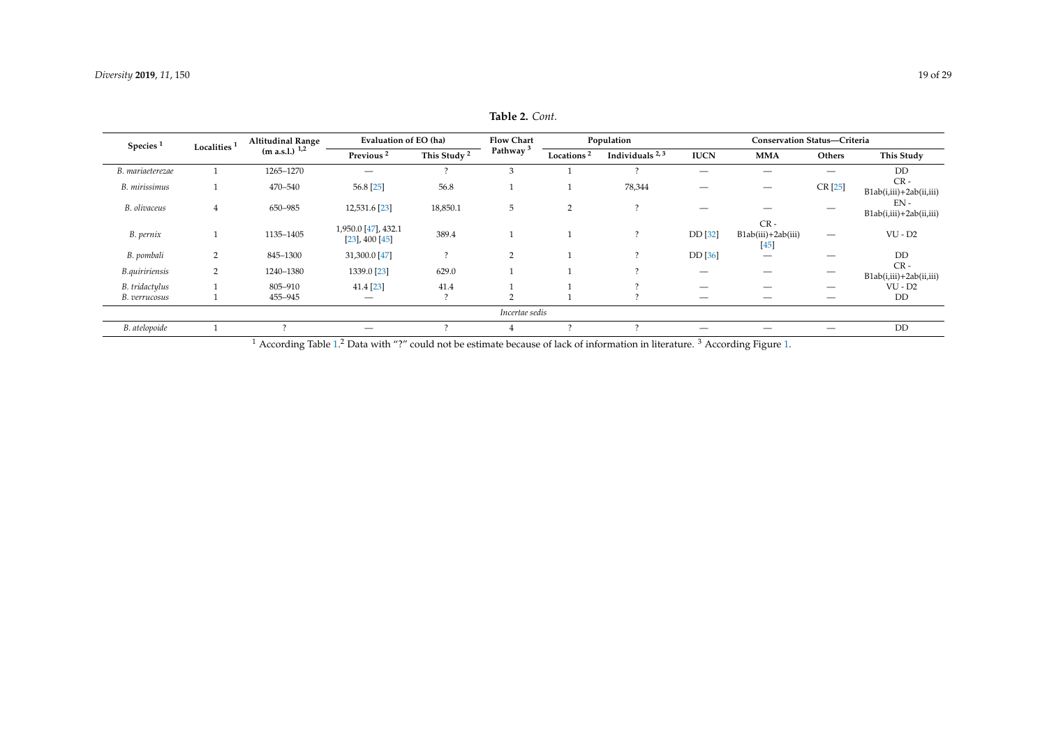**Table 2.** *Cont.*

| Species [1] | Localities [1] | Altitudinal Range (m a.s.l.) [1,2] | Evaluation of EO (ha) | | Flow Chart Pathway [3] | Population | | Conservation Status—Criteria | | | |
|---|---|---|---|---|---|---|---|---|---|---|---|
| | | | Previous [2] | This Study [2] | | Locations [2] | Individuals [2,3] | IUCN | MMA | Others | This Study |
| *B. mariaeterezae* | 1 | 1265–1270 | — | ? | 3 | 1 | ? | — | — | — | DD |
| *B. mirissimus* | 1 | 470–540 | 56.8 [25] | 56.8 | 1 | 1 | 78,344 | — | — | CR [25] | CR - B1ab(i,iii)+2ab(ii,iii) |
| *B. olivaceus* | 4 | 650–985 | 12,531.6 [23] | 18,850.1 | 5 | 2 | ? | — | — | — | EN - B1ab(i,iii)+2ab(ii,iii) |
| *B. pernix* | 1 | 1135–1405 | 1,950.0 [47], 432.1 [23], 400 [45] | 389.4 | 1 | 1 | ? | DD [32] | CR - B1ab(iii)+2ab(iii) [45] | — | VU - D2 |
| *B. pombali* | 2 | 845–1300 | 31,300.0 [47] | ? | 2 | 1 | ? | DD [36] | — | — | DD |
| *B.quiririensis* | 2 | 1240–1380 | 1339.0 [23] | 629.0 | 1 | 1 | ? | — | — | — | CR - B1ab(i,iii)+2ab(ii,iii) |
| *B. tridactylus* | 1 | 805–910 | 41.4 [23] | 41.4 | 1 | 1 | ? | — | — | — | VU - D2 |
| *B. verrucosus* | 1 | 455–945 | — | ? | 2 | 1 | ? | — | — | — | DD |
| *Incertae sedis* | | | | | | | | | | | |
| *B. atelopoide* | 1 | ? | — | ? | 4 | ? | ? | — | — | — | DD |

[1] According Table 1. [2] Data with "?" could not be estimate because of lack of information in literature. [3] According Figure 1.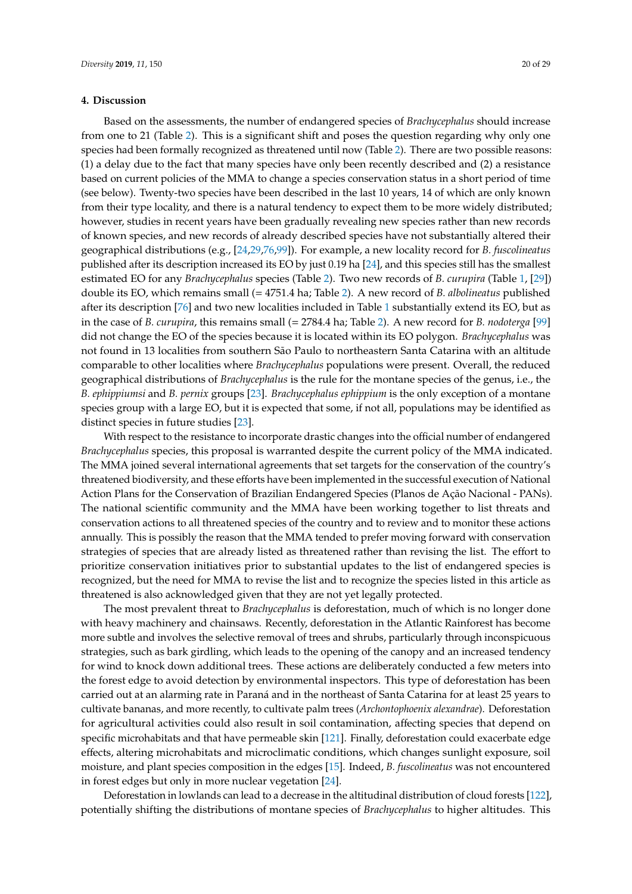## 4. Discussion

Based on the assessments, the number of endangered species of *Brachycephalus* should increase from one to 21 (Table 2). This is a significant shift and poses the question regarding why only one species had been formally recognized as threatened until now (Table 2). There are two possible reasons: (1) a delay due to the fact that many species have only been recently described and (2) a resistance based on current policies of the MMA to change a species conservation status in a short period of time (see below). Twenty-two species have been described in the last 10 years, 14 of which are only known from their type locality, and there is a natural tendency to expect them to be more widely distributed; however, studies in recent years have been gradually revealing new species rather than new records of known species, and new records of already described species have not substantially altered their geographical distributions (e.g., [24,29,76,99]). For example, a new locality record for *B. fuscolineatus* published after its description increased its EO by just 0.19 ha [24], and this species still has the smallest estimated EO for any *Brachycephalus* species (Table 2). Two new records of *B. curupira* (Table 1, [29]) double its EO, which remains small (= 4751.4 ha; Table 2). A new record of *B. albolineatus* published after its description [76] and two new localities included in Table 1 substantially extend its EO, but as in the case of *B. curupira*, this remains small (= 2784.4 ha; Table 2). A new record for *B. nodoterga* [99] did not change the EO of the species because it is located within its EO polygon. *Brachycephalus* was not found in 13 localities from southern São Paulo to northeastern Santa Catarina with an altitude comparable to other localities where *Brachycephalus* populations were present. Overall, the reduced geographical distributions of *Brachycephalus* is the rule for the montane species of the genus, i.e., the *B. ephippiumsi* and *B. pernix* groups [23]. *Brachycephalus ephippium* is the only exception of a montane species group with a large EO, but it is expected that some, if not all, populations may be identified as distinct species in future studies [23].

With respect to the resistance to incorporate drastic changes into the official number of endangered *Brachycephalus* species, this proposal is warranted despite the current policy of the MMA indicated. The MMA joined several international agreements that set targets for the conservation of the country's threatened biodiversity, and these efforts have been implemented in the successful execution of National Action Plans for the Conservation of Brazilian Endangered Species (Planos de Ação Nacional - PANs). The national scientific community and the MMA have been working together to list threats and conservation actions to all threatened species of the country and to review and to monitor these actions annually. This is possibly the reason that the MMA tended to prefer moving forward with conservation strategies of species that are already listed as threatened rather than revising the list. The effort to prioritize conservation initiatives prior to substantial updates to the list of endangered species is recognized, but the need for MMA to revise the list and to recognize the species listed in this article as threatened is also acknowledged given that they are not yet legally protected.

The most prevalent threat to *Brachycephalus* is deforestation, much of which is no longer done with heavy machinery and chainsaws. Recently, deforestation in the Atlantic Rainforest has become more subtle and involves the selective removal of trees and shrubs, particularly through inconspicuous strategies, such as bark girdling, which leads to the opening of the canopy and an increased tendency for wind to knock down additional trees. These actions are deliberately conducted a few meters into the forest edge to avoid detection by environmental inspectors. This type of deforestation has been carried out at an alarming rate in Paraná and in the northeast of Santa Catarina for at least 25 years to cultivate bananas, and more recently, to cultivate palm trees (*Archontophoenix alexandrae*). Deforestation for agricultural activities could also result in soil contamination, affecting species that depend on specific microhabitats and that have permeable skin [121]. Finally, deforestation could exacerbate edge effects, altering microhabitats and microclimatic conditions, which changes sunlight exposure, soil moisture, and plant species composition in the edges [15]. Indeed, *B. fuscolineatus* was not encountered in forest edges but only in more nuclear vegetation [24].

Deforestation in lowlands can lead to a decrease in the altitudinal distribution of cloud forests [122], potentially shifting the distributions of montane species of *Brachycephalus* to higher altitudes. This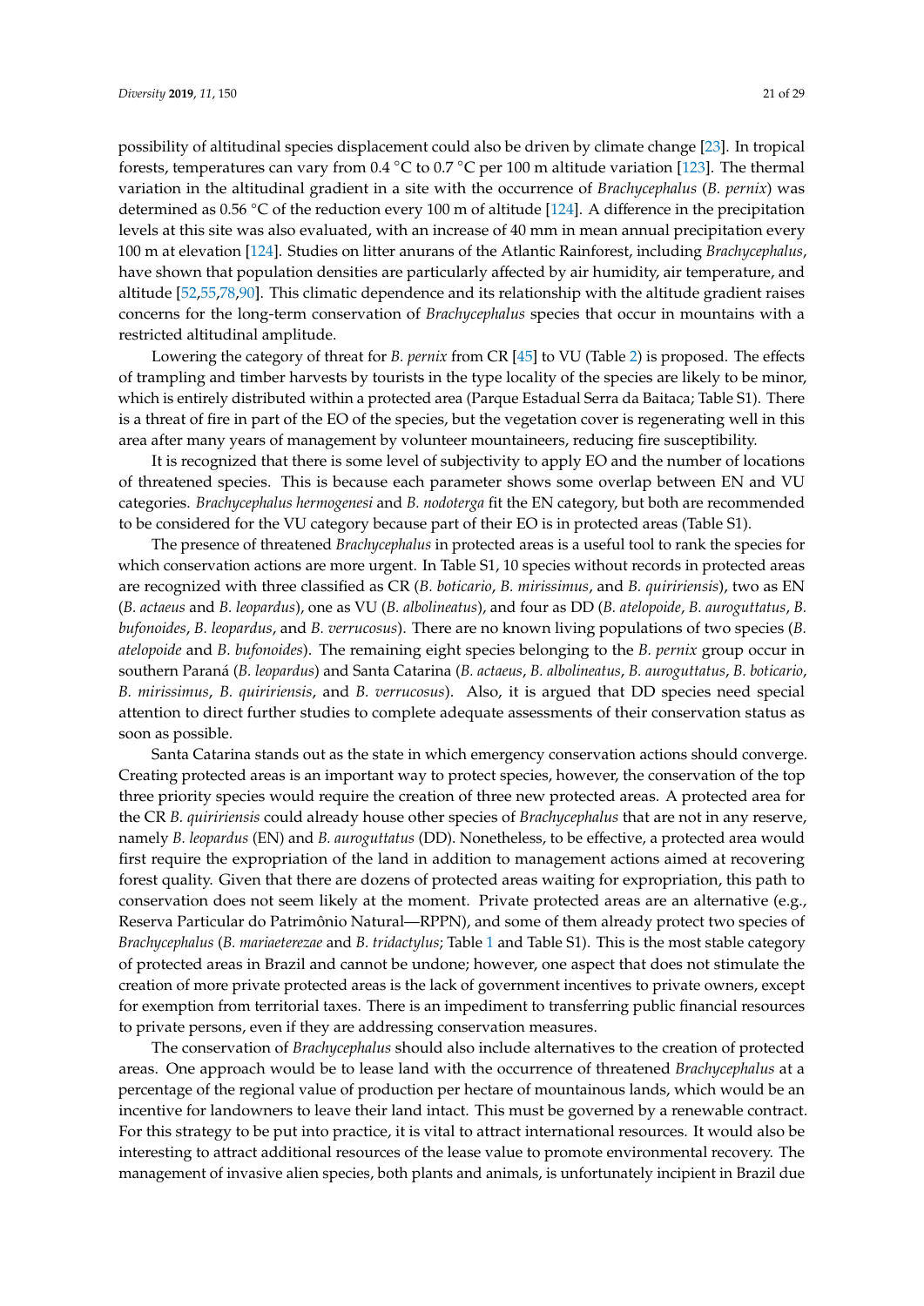possibility of altitudinal species displacement could also be driven by climate change [23]. In tropical forests, temperatures can vary from 0.4 °C to 0.7 °C per 100 m altitude variation [123]. The thermal variation in the altitudinal gradient in a site with the occurrence of *Brachycephalus* (*B. pernix*) was determined as 0.56 °C of the reduction every 100 m of altitude [124]. A difference in the precipitation levels at this site was also evaluated, with an increase of 40 mm in mean annual precipitation every 100 m at elevation [124]. Studies on litter anurans of the Atlantic Rainforest, including *Brachycephalus*, have shown that population densities are particularly affected by air humidity, air temperature, and altitude [52,55,78,90]. This climatic dependence and its relationship with the altitude gradient raises concerns for the long-term conservation of *Brachycephalus* species that occur in mountains with a restricted altitudinal amplitude.

Lowering the category of threat for *B. pernix* from CR [45] to VU (Table 2) is proposed. The effects of trampling and timber harvests by tourists in the type locality of the species are likely to be minor, which is entirely distributed within a protected area (Parque Estadual Serra da Baitaca; Table S1). There is a threat of fire in part of the EO of the species, but the vegetation cover is regenerating well in this area after many years of management by volunteer mountaineers, reducing fire susceptibility.

It is recognized that there is some level of subjectivity to apply EO and the number of locations of threatened species. This is because each parameter shows some overlap between EN and VU categories. *Brachycephalus hermogenesi* and *B. nodoterga* fit the EN category, but both are recommended to be considered for the VU category because part of their EO is in protected areas (Table S1).

The presence of threatened *Brachycephalus* in protected areas is a useful tool to rank the species for which conservation actions are more urgent. In Table S1, 10 species without records in protected areas are recognized with three classified as CR (*B. boticario*, *B. mirissimus*, and *B. quiririensis*), two as EN (*B. actaeus* and *B. leopardus*), one as VU (*B. albolineatus*), and four as DD (*B. atelopoide*, *B. auroguttatus*, *B. bufonoides*, *B. leopardus*, and *B. verrucosus*). There are no known living populations of two species (*B. atelopoide* and *B. bufonoides*). The remaining eight species belonging to the *B. pernix* group occur in southern Paraná (*B. leopardus*) and Santa Catarina (*B. actaeus*, *B. albolineatus*, *B. auroguttatus*, *B. boticario*, *B. mirissimus*, *B. quiririensis*, and *B. verrucosus*). Also, it is argued that DD species need special attention to direct further studies to complete adequate assessments of their conservation status as soon as possible.

Santa Catarina stands out as the state in which emergency conservation actions should converge. Creating protected areas is an important way to protect species, however, the conservation of the top three priority species would require the creation of three new protected areas. A protected area for the CR *B. quiririensis* could already house other species of *Brachycephalus* that are not in any reserve, namely *B. leopardus* (EN) and *B. auroguttatus* (DD). Nonetheless, to be effective, a protected area would first require the expropriation of the land in addition to management actions aimed at recovering forest quality. Given that there are dozens of protected areas waiting for expropriation, this path to conservation does not seem likely at the moment. Private protected areas are an alternative (e.g., Reserva Particular do Patrimônio Natural—RPPN), and some of them already protect two species of *Brachycephalus* (*B. mariaeterezae* and *B. tridactylus*; Table 1 and Table S1). This is the most stable category of protected areas in Brazil and cannot be undone; however, one aspect that does not stimulate the creation of more private protected areas is the lack of government incentives to private owners, except for exemption from territorial taxes. There is an impediment to transferring public financial resources to private persons, even if they are addressing conservation measures.

The conservation of *Brachycephalus* should also include alternatives to the creation of protected areas. One approach would be to lease land with the occurrence of threatened *Brachycephalus* at a percentage of the regional value of production per hectare of mountainous lands, which would be an incentive for landowners to leave their land intact. This must be governed by a renewable contract. For this strategy to be put into practice, it is vital to attract international resources. It would also be interesting to attract additional resources of the lease value to promote environmental recovery. The management of invasive alien species, both plants and animals, is unfortunately incipient in Brazil due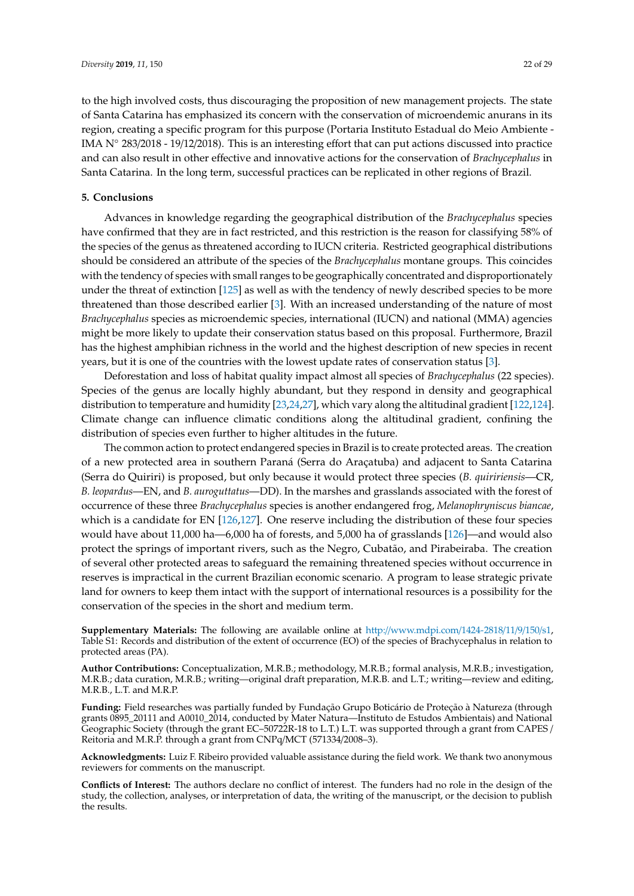to the high involved costs, thus discouraging the proposition of new management projects. The state of Santa Catarina has emphasized its concern with the conservation of microendemic anurans in its region, creating a specific program for this purpose (Portaria Instituto Estadual do Meio Ambiente - IMA N° 283/2018 - 19/12/2018). This is an interesting effort that can put actions discussed into practice and can also result in other effective and innovative actions for the conservation of *Brachycephalus* in Santa Catarina. In the long term, successful practices can be replicated in other regions of Brazil.

## 5. Conclusions

Advances in knowledge regarding the geographical distribution of the *Brachycephalus* species have confirmed that they are in fact restricted, and this restriction is the reason for classifying 58% of the species of the genus as threatened according to IUCN criteria. Restricted geographical distributions should be considered an attribute of the species of the *Brachycephalus* montane groups. This coincides with the tendency of species with small ranges to be geographically concentrated and disproportionately under the threat of extinction [125] as well as with the tendency of newly described species to be more threatened than those described earlier [3]. With an increased understanding of the nature of most *Brachycephalus* species as microendemic species, international (IUCN) and national (MMA) agencies might be more likely to update their conservation status based on this proposal. Furthermore, Brazil has the highest amphibian richness in the world and the highest description of new species in recent years, but it is one of the countries with the lowest update rates of conservation status [3].

Deforestation and loss of habitat quality impact almost all species of *Brachycephalus* (22 species). Species of the genus are locally highly abundant, but they respond in density and geographical distribution to temperature and humidity [23,24,27], which vary along the altitudinal gradient [122,124]. Climate change can influence climatic conditions along the altitudinal gradient, confining the distribution of species even further to higher altitudes in the future.

The common action to protect endangered species in Brazil is to create protected areas. The creation of a new protected area in southern Paraná (Serra do Araçatuba) and adjacent to Santa Catarina (Serra do Quiriri) is proposed, but only because it would protect three species (*B. quiririensis*—CR, *B. leopardus*—EN, and *B. auroguttatus*—DD). In the marshes and grasslands associated with the forest of occurrence of these three *Brachycephalus* species is another endangered frog, *Melanophryniscus biancae*, which is a candidate for EN [126,127]. One reserve including the distribution of these four species would have about 11,000 ha—6,000 ha of forests, and 5,000 ha of grasslands [126]—and would also protect the springs of important rivers, such as the Negro, Cubatão, and Pirabeiraba. The creation of several other protected areas to safeguard the remaining threatened species without occurrence in reserves is impractical in the current Brazilian economic scenario. A program to lease strategic private land for owners to keep them intact with the support of international resources is a possibility for the conservation of the species in the short and medium term.

**Supplementary Materials:** The following are available online at http://www.mdpi.com/1424-2818/11/9/150/s1, Table S1: Records and distribution of the extent of occurrence (EO) of the species of Brachycephalus in relation to protected areas (PA).

**Author Contributions:** Conceptualization, M.R.B.; methodology, M.R.B.; formal analysis, M.R.B.; investigation, M.R.B.; data curation, M.R.B.; writing—original draft preparation, M.R.B. and L.T.; writing—review and editing, M.R.B., L.T. and M.R.P.

**Funding:** Field researches was partially funded by Fundação Grupo Boticário de Proteção à Natureza (through grants 0895_20111 and A0010_2014, conducted by Mater Natura—Instituto de Estudos Ambientais) and National Geographic Society (through the grant EC–50722R-18 to L.T.) L.T. was supported through a grant from CAPES / Reitoria and M.R.P. through a grant from CNPq/MCT (571334/2008–3).

**Acknowledgments:** Luiz F. Ribeiro provided valuable assistance during the field work. We thank two anonymous reviewers for comments on the manuscript.

**Conflicts of Interest:** The authors declare no conflict of interest. The funders had no role in the design of the study, the collection, analyses, or interpretation of data, the writing of the manuscript, or the decision to publish the results.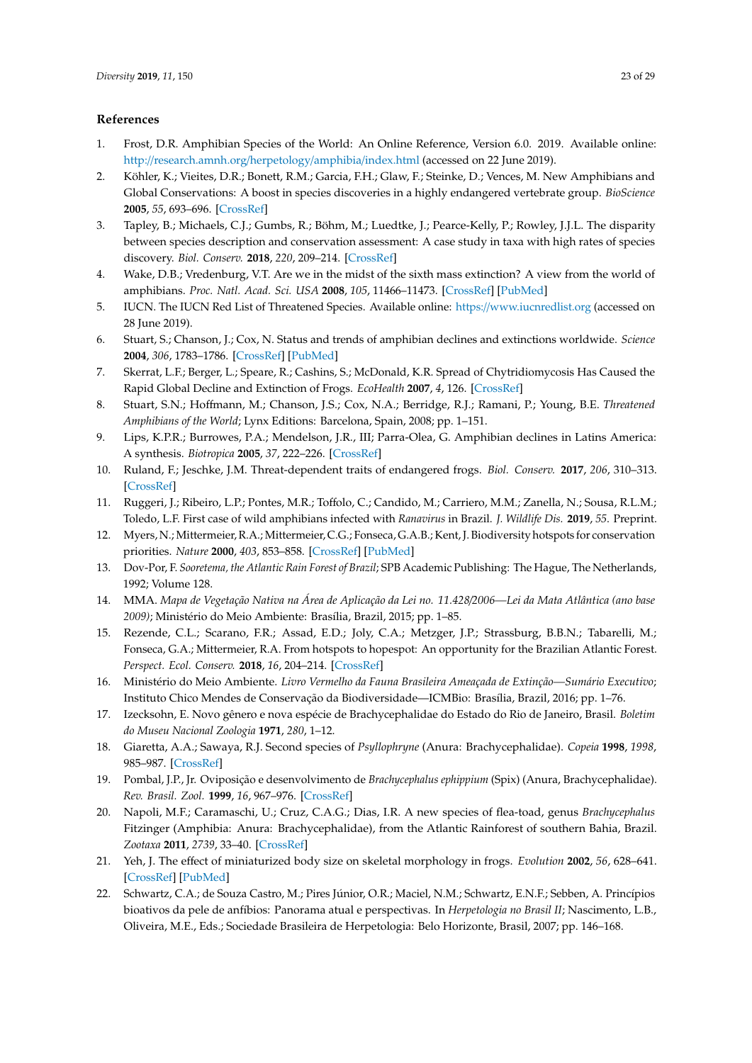## References

1. Frost, D.R. Amphibian Species of the World: An Online Reference, Version 6.0. 2019. Available online: http://research.amnh.org/herpetology/amphibia/index.html (accessed on 22 June 2019).
2. Köhler, K.; Vieites, D.R.; Bonett, R.M.; Garcia, F.H.; Glaw, F.; Steinke, D.; Vences, M. New Amphibians and Global Conservations: A boost in species discoveries in a highly endangered vertebrate group. *BioScience* **2005**, *55*, 693–696. [CrossRef]
3. Tapley, B.; Michaels, C.J.; Gumbs, R.; Böhm, M.; Luedtke, J.; Pearce-Kelly, P.; Rowley, J.J.L. The disparity between species description and conservation assessment: A case study in taxa with high rates of species discovery. *Biol. Conserv.* **2018**, *220*, 209–214. [CrossRef]
4. Wake, D.B.; Vredenburg, V.T. Are we in the midst of the sixth mass extinction? A view from the world of amphibians. *Proc. Natl. Acad. Sci. USA* **2008**, *105*, 11466–11473. [CrossRef] [PubMed]
5. IUCN. The IUCN Red List of Threatened Species. Available online: https://www.iucnredlist.org (accessed on 28 June 2019).
6. Stuart, S.; Chanson, J.; Cox, N. Status and trends of amphibian declines and extinctions worldwide. *Science* **2004**, *306*, 1783–1786. [CrossRef] [PubMed]
7. Skerrat, L.F.; Berger, L.; Speare, R.; Cashins, S.; McDonald, K.R. Spread of Chytridiomycosis Has Caused the Rapid Global Decline and Extinction of Frogs. *EcoHealth* **2007**, *4*, 126. [CrossRef]
8. Stuart, S.N.; Hoffmann, M.; Chanson, J.S.; Cox, N.A.; Berridge, R.J.; Ramani, P.; Young, B.E. *Threatened Amphibians of the World*; Lynx Editions: Barcelona, Spain, 2008; pp. 1–151.
9. Lips, K.P.R.; Burrowes, P.A.; Mendelson, J.R., III; Parra-Olea, G. Amphibian declines in Latins America: A synthesis. *Biotropica* **2005**, *37*, 222–226. [CrossRef]
10. Ruland, F.; Jeschke, J.M. Threat-dependent traits of endangered frogs. *Biol. Conserv.* **2017**, *206*, 310–313. [CrossRef]
11. Ruggeri, J.; Ribeiro, L.P.; Pontes, M.R.; Toffolo, C.; Candido, M.; Carriero, M.M.; Zanella, N.; Sousa, R.L.M.; Toledo, L.F. First case of wild amphibians infected with *Ranavirus* in Brazil. *J. Wildlife Dis.* **2019**, *55*. Preprint.
12. Myers, N.; Mittermeier, R.A.; Mittermeier, C.G.; Fonseca, G.A.B.; Kent, J. Biodiversity hotspots for conservation priorities. *Nature* **2000**, *403*, 853–858. [CrossRef] [PubMed]
13. Dov-Por, F. *Sooretema, the Atlantic Rain Forest of Brazil*; SPB Academic Publishing: The Hague, The Netherlands, 1992; Volume 128.
14. MMA. *Mapa de Vegetação Nativa na Área de Aplicação da Lei no. 11.428/2006—Lei da Mata Atlântica (ano base 2009)*; Ministério do Meio Ambiente: Brasília, Brazil, 2015; pp. 1–85.
15. Rezende, C.L.; Scarano, F.R.; Assad, E.D.; Joly, C.A.; Metzger, J.P.; Strassburg, B.B.N.; Tabarelli, M.; Fonseca, G.A.; Mittermeier, R.A. From hotspots to hopespot: An opportunity for the Brazilian Atlantic Forest. *Perspect. Ecol. Conserv.* **2018**, *16*, 204–214. [CrossRef]
16. Ministério do Meio Ambiente. *Livro Vermelho da Fauna Brasileira Ameaçada de Extinção—Sumário Executivo*; Instituto Chico Mendes de Conservação da Biodiversidade—ICMBio: Brasília, Brazil, 2016; pp. 1–76.
17. Izecksohn, E. Novo gênero e nova espécie de Brachycephalidae do Estado do Rio de Janeiro, Brasil. *Boletim do Museu Nacional Zoologia* **1971**, *280*, 1–12.
18. Giaretta, A.A.; Sawaya, R.J. Second species of *Psyllophryne* (Anura: Brachycephalidae). *Copeia* **1998**, *1998*, 985–987. [CrossRef]
19. Pombal, J.P., Jr. Oviposição e desenvolvimento de *Brachycephalus ephippium* (Spix) (Anura, Brachycephalidae). *Rev. Brasil. Zool.* **1999**, *16*, 967–976. [CrossRef]
20. Napoli, M.F.; Caramaschi, U.; Cruz, C.A.G.; Dias, I.R. A new species of flea-toad, genus *Brachycephalus* Fitzinger (Amphibia: Anura: Brachycephalidae), from the Atlantic Rainforest of southern Bahia, Brazil. *Zootaxa* **2011**, *2739*, 33–40. [CrossRef]
21. Yeh, J. The effect of miniaturized body size on skeletal morphology in frogs. *Evolution* **2002**, *56*, 628–641. [CrossRef] [PubMed]
22. Schwartz, C.A.; de Souza Castro, M.; Pires Júnior, O.R.; Maciel, N.M.; Schwartz, E.N.F.; Sebben, A. Princípios bioativos da pele de anfíbios: Panorama atual e perspectivas. In *Herpetologia no Brasil II*; Nascimento, L.B., Oliveira, M.E., Eds.; Sociedade Brasileira de Herpetologia: Belo Horizonte, Brasil, 2007; pp. 146–168.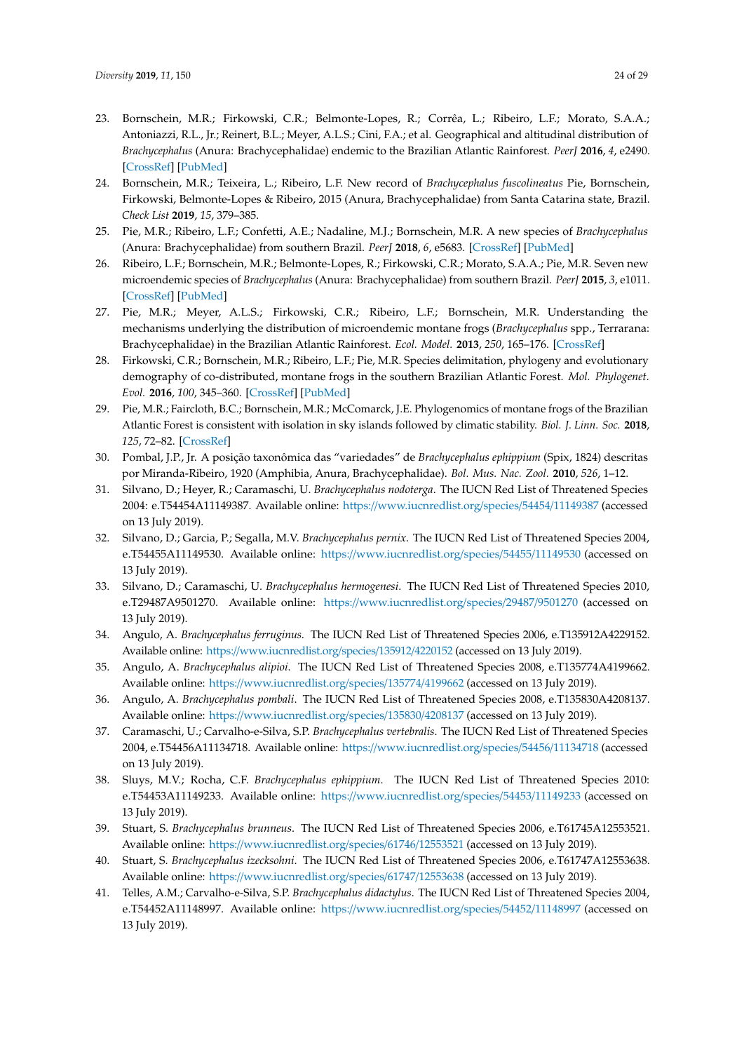23. Bornschein, M.R.; Firkowski, C.R.; Belmonte-Lopes, R.; Corrêa, L.; Ribeiro, L.F.; Morato, S.A.A.; Antoniazzi, R.L., Jr.; Reinert, B.L.; Meyer, A.L.S.; Cini, F.A.; et al. Geographical and altitudinal distribution of *Brachycephalus* (Anura: Brachycephalidae) endemic to the Brazilian Atlantic Rainforest. *PeerJ* **2016**, *4*, e2490. [CrossRef] [PubMed]
24. Bornschein, M.R.; Teixeira, L.; Ribeiro, L.F. New record of *Brachycephalus fuscolineatus* Pie, Bornschein, Firkowski, Belmonte-Lopes & Ribeiro, 2015 (Anura, Brachycephalidae) from Santa Catarina state, Brazil. *Check List* **2019**, *15*, 379–385.
25. Pie, M.R.; Ribeiro, L.F.; Confetti, A.E.; Nadaline, M.J.; Bornschein, M.R. A new species of *Brachycephalus* (Anura: Brachycephalidae) from southern Brazil. *PeerJ* **2018**, *6*, e5683. [CrossRef] [PubMed]
26. Ribeiro, L.F.; Bornschein, M.R.; Belmonte-Lopes, R.; Firkowski, C.R.; Morato, S.A.A.; Pie, M.R. Seven new microendemic species of *Brachycephalus* (Anura: Brachycephalidae) from southern Brazil. *PeerJ* **2015**, *3*, e1011. [CrossRef] [PubMed]
27. Pie, M.R.; Meyer, A.L.S.; Firkowski, C.R.; Ribeiro, L.F.; Bornschein, M.R. Understanding the mechanisms underlying the distribution of microendemic montane frogs (*Brachycephalus* spp., Terrarana: Brachycephalidae) in the Brazilian Atlantic Rainforest. *Ecol. Model.* **2013**, *250*, 165–176. [CrossRef]
28. Firkowski, C.R.; Bornschein, M.R.; Ribeiro, L.F.; Pie, M.R. Species delimitation, phylogeny and evolutionary demography of co-distributed, montane frogs in the southern Brazilian Atlantic Forest. *Mol. Phylogenet. Evol.* **2016**, *100*, 345–360. [CrossRef] [PubMed]
29. Pie, M.R.; Faircloth, B.C.; Bornschein, M.R.; McComarck, J.E. Phylogenomics of montane frogs of the Brazilian Atlantic Forest is consistent with isolation in sky islands followed by climatic stability. *Biol. J. Linn. Soc.* **2018**, *125*, 72–82. [CrossRef]
30. Pombal, J.P., Jr. A posição taxonômica das "variedades" de *Brachycephalus ephippium* (Spix, 1824) descritas por Miranda-Ribeiro, 1920 (Amphibia, Anura, Brachycephalidae). *Bol. Mus. Nac. Zool.* **2010**, *526*, 1–12.
31. Silvano, D.; Heyer, R.; Caramaschi, U. *Brachycephalus nodoterga*. The IUCN Red List of Threatened Species 2004: e.T54454A11149387. Available online: https://www.iucnredlist.org/species/54454/11149387 (accessed on 13 July 2019).
32. Silvano, D.; Garcia, P.; Segalla, M.V. *Brachycephalus pernix*. The IUCN Red List of Threatened Species 2004, e.T54455A11149530. Available online: https://www.iucnredlist.org/species/54455/11149530 (accessed on 13 July 2019).
33. Silvano, D.; Caramaschi, U. *Brachycephalus hermogenesi*. The IUCN Red List of Threatened Species 2010, e.T29487A9501270. Available online: https://www.iucnredlist.org/species/29487/9501270 (accessed on 13 July 2019).
34. Angulo, A. *Brachycephalus ferruginus*. The IUCN Red List of Threatened Species 2006, e.T135912A4229152. Available online: https://www.iucnredlist.org/species/135912/4220152 (accessed on 13 July 2019).
35. Angulo, A. *Brachycephalus alipioi*. The IUCN Red List of Threatened Species 2008, e.T135774A4199662. Available online: https://www.iucnredlist.org/species/135774/4199662 (accessed on 13 July 2019).
36. Angulo, A. *Brachycephalus pombali*. The IUCN Red List of Threatened Species 2008, e.T135830A4208137. Available online: https://www.iucnredlist.org/species/135830/4208137 (accessed on 13 July 2019).
37. Caramaschi, U.; Carvalho-e-Silva, S.P. *Brachycephalus vertebralis*. The IUCN Red List of Threatened Species 2004, e.T54456A11134718. Available online: https://www.iucnredlist.org/species/54456/11134718 (accessed on 13 July 2019).
38. Sluys, M.V.; Rocha, C.F. *Brachycephalus ephippium*. The IUCN Red List of Threatened Species 2010: e.T54453A11149233. Available online: https://www.iucnredlist.org/species/54453/11149233 (accessed on 13 July 2019).
39. Stuart, S. *Brachycephalus brunneus*. The IUCN Red List of Threatened Species 2006, e.T61745A12553521. Available online: https://www.iucnredlist.org/species/61746/12553521 (accessed on 13 July 2019).
40. Stuart, S. *Brachycephalus izecksohni*. The IUCN Red List of Threatened Species 2006, e.T61747A12553638. Available online: https://www.iucnredlist.org/species/61747/12553638 (accessed on 13 July 2019).
41. Telles, A.M.; Carvalho-e-Silva, S.P. *Brachycephalus didactylus*. The IUCN Red List of Threatened Species 2004, e.T54452A11148997. Available online: https://www.iucnredlist.org/species/54452/11148997 (accessed on 13 July 2019).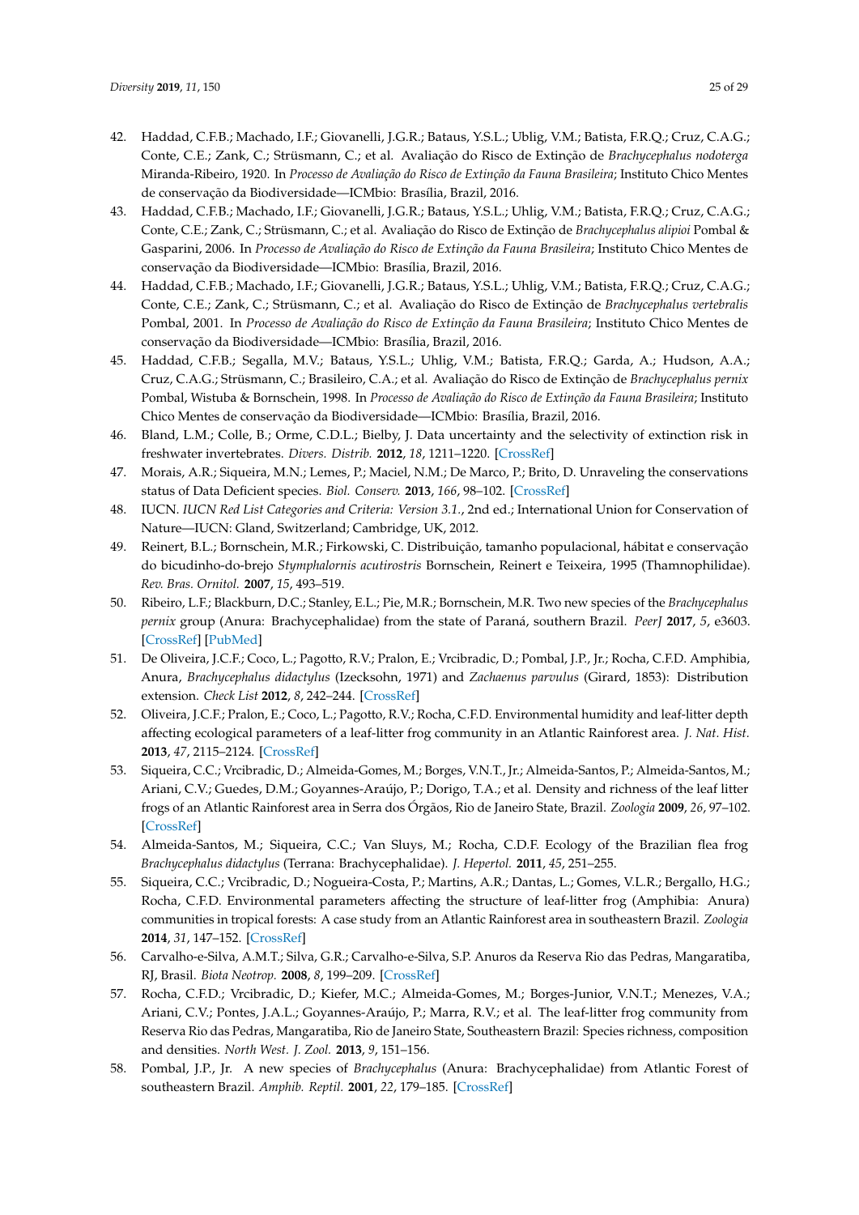42. Haddad, C.F.B.; Machado, I.F.; Giovanelli, J.G.R.; Bataus, Y.S.L.; Ublig, V.M.; Batista, F.R.Q.; Cruz, C.A.G.; Conte, C.E.; Zank, C.; Strüsmann, C.; et al. Avaliação do Risco de Extinção de *Brachycephalus nodoterga* Miranda-Ribeiro, 1920. In *Processo de Avaliação do Risco de Extinção da Fauna Brasileira*; Instituto Chico Mentes de conservação da Biodiversidade—ICMbio: Brasília, Brazil, 2016.
43. Haddad, C.F.B.; Machado, I.F.; Giovanelli, J.G.R.; Bataus, Y.S.L.; Uhlig, V.M.; Batista, F.R.Q.; Cruz, C.A.G.; Conte, C.E.; Zank, C.; Strüsmann, C.; et al. Avaliação do Risco de Extinção de *Brachycephalus alipioi* Pombal & Gasparini, 2006. In *Processo de Avaliação do Risco de Extinção da Fauna Brasileira*; Instituto Chico Mentes de conservação da Biodiversidade—ICMbio: Brasília, Brazil, 2016.
44. Haddad, C.F.B.; Machado, I.F.; Giovanelli, J.G.R.; Bataus, Y.S.L.; Uhlig, V.M.; Batista, F.R.Q.; Cruz, C.A.G.; Conte, C.E.; Zank, C.; Strüsmann, C.; et al. Avaliação do Risco de Extinção de *Brachycephalus vertebralis* Pombal, 2001. In *Processo de Avaliação do Risco de Extinção da Fauna Brasileira*; Instituto Chico Mentes de conservação da Biodiversidade—ICMbio: Brasília, Brazil, 2016.
45. Haddad, C.F.B.; Segalla, M.V.; Bataus, Y.S.L.; Uhlig, V.M.; Batista, F.R.Q.; Garda, A.; Hudson, A.A.; Cruz, C.A.G.; Strüsmann, C.; Brasileiro, C.A.; et al. Avaliação do Risco de Extinção de *Brachycephalus pernix* Pombal, Wistuba & Bornschein, 1998. In *Processo de Avaliação do Risco de Extinção da Fauna Brasileira*; Instituto Chico Mentes de conservação da Biodiversidade—ICMbio: Brasília, Brazil, 2016.
46. Bland, L.M.; Colle, B.; Orme, C.D.L.; Bielby, J. Data uncertainty and the selectivity of extinction risk in freshwater invertebrates. *Divers. Distrib.* **2012**, *18*, 1211–1220. [CrossRef]
47. Morais, A.R.; Siqueira, M.N.; Lemes, P.; Maciel, N.M.; De Marco, P.; Brito, D. Unraveling the conservations status of Data Deficient species. *Biol. Conserv.* **2013**, *166*, 98–102. [CrossRef]
48. IUCN. *IUCN Red List Categories and Criteria: Version 3.1.*, 2nd ed.; International Union for Conservation of Nature—IUCN: Gland, Switzerland; Cambridge, UK, 2012.
49. Reinert, B.L.; Bornschein, M.R.; Firkowski, C. Distribuição, tamanho populacional, hábitat e conservação do bicudinho-do-brejo *Stymphalornis acutirostris* Bornschein, Reinert e Teixeira, 1995 (Thamnophilidae). *Rev. Bras. Ornitol.* **2007**, *15*, 493–519.
50. Ribeiro, L.F.; Blackburn, D.C.; Stanley, E.L.; Pie, M.R.; Bornschein, M.R. Two new species of the *Brachycephalus pernix* group (Anura: Brachycephalidae) from the state of Paraná, southern Brazil. *PeerJ* **2017**, *5*, e3603. [CrossRef] [PubMed]
51. De Oliveira, J.C.F.; Coco, L.; Pagotto, R.V.; Pralon, E.; Vrcibradic, D.; Pombal, J.P., Jr.; Rocha, C.F.D. Amphibia, Anura, *Brachycephalus didactylus* (Izecksohn, 1971) and *Zachaenus parvulus* (Girard, 1853): Distribution extension. *Check List* **2012**, *8*, 242–244. [CrossRef]
52. Oliveira, J.C.F.; Pralon, E.; Coco, L.; Pagotto, R.V.; Rocha, C.F.D. Environmental humidity and leaf-litter depth affecting ecological parameters of a leaf-litter frog community in an Atlantic Rainforest area. *J. Nat. Hist.* **2013**, *47*, 2115–2124. [CrossRef]
53. Siqueira, C.C.; Vrcibradic, D.; Almeida-Gomes, M.; Borges, V.N.T., Jr.; Almeida-Santos, P.; Almeida-Santos, M.; Ariani, C.V.; Guedes, D.M.; Goyannes-Araújo, P.; Dorigo, T.A.; et al. Density and richness of the leaf litter frogs of an Atlantic Rainforest area in Serra dos Órgãos, Rio de Janeiro State, Brazil. *Zoologia* **2009**, *26*, 97–102. [CrossRef]
54. Almeida-Santos, M.; Siqueira, C.C.; Van Sluys, M.; Rocha, C.D.F. Ecology of the Brazilian flea frog *Brachycephalus didactylus* (Terrana: Brachycephalidae). *J. Hepertol.* **2011**, *45*, 251–255.
55. Siqueira, C.C.; Vrcibradic, D.; Nogueira-Costa, P.; Martins, A.R.; Dantas, L.; Gomes, V.L.R.; Bergallo, H.G.; Rocha, C.F.D. Environmental parameters affecting the structure of leaf-litter frog (Amphibia: Anura) communities in tropical forests: A case study from an Atlantic Rainforest area in southeastern Brazil. *Zoologia* **2014**, *31*, 147–152. [CrossRef]
56. Carvalho-e-Silva, A.M.T.; Silva, G.R.; Carvalho-e-Silva, S.P. Anuros da Reserva Rio das Pedras, Mangaratiba, RJ, Brasil. *Biota Neotrop.* **2008**, *8*, 199–209. [CrossRef]
57. Rocha, C.F.D.; Vrcibradic, D.; Kiefer, M.C.; Almeida-Gomes, M.; Borges-Junior, V.N.T.; Menezes, V.A.; Ariani, C.V.; Pontes, J.A.L.; Goyannes-Araújo, P.; Marra, R.V.; et al. The leaf-litter frog community from Reserva Rio das Pedras, Mangaratiba, Rio de Janeiro State, Southeastern Brazil: Species richness, composition and densities. *North West. J. Zool.* **2013**, *9*, 151–156.
58. Pombal, J.P., Jr. A new species of *Brachycephalus* (Anura: Brachycephalidae) from Atlantic Forest of southeastern Brazil. *Amphib. Reptil.* **2001**, *22*, 179–185. [CrossRef]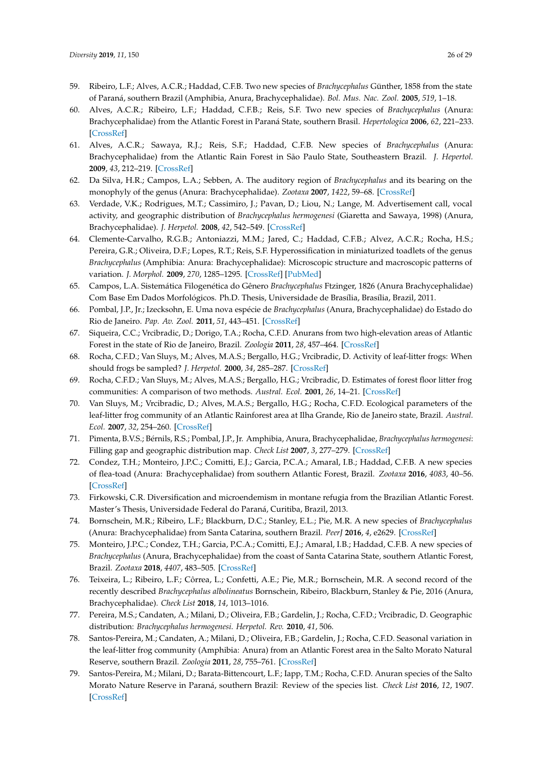59. Ribeiro, L.F.; Alves, A.C.R.; Haddad, C.F.B. Two new species of *Brachycephalus* Günther, 1858 from the state of Paraná, southern Brazil (Amphibia, Anura, Brachycephalidae). *Bol. Mus. Nac. Zool.* **2005**, *519*, 1–18.
60. Alves, A.C.R.; Ribeiro, L.F.; Haddad, C.F.B.; Reis, S.F. Two new species of *Brachycephalus* (Anura: Brachycephalidae) from the Atlantic Forest in Paraná State, southern Brasil. *Hepertologica* **2006**, *62*, 221–233. [CrossRef]
61. Alves, A.C.R.; Sawaya, R.J.; Reis, S.F.; Haddad, C.F.B. New species of *Brachycephalus* (Anura: Brachycephalidae) from the Atlantic Rain Forest in São Paulo State, Southeastern Brazil. *J. Hepertol.* **2009**, *43*, 212–219. [CrossRef]
62. Da Silva, H.R.; Campos, L.A.; Sebben, A. The auditory region of *Brachycephalus* and its bearing on the monophyly of the genus (Anura: Brachycephalidae). *Zootaxa* **2007**, *1422*, 59–68. [CrossRef]
63. Verdade, V.K.; Rodrigues, M.T.; Cassimiro, J.; Pavan, D.; Liou, N.; Lange, M. Advertisement call, vocal activity, and geographic distribution of *Brachycephalus hermogenesi* (Giaretta and Sawaya, 1998) (Anura, Brachycephalidae). *J. Herpetol.* **2008**, *42*, 542–549. [CrossRef]
64. Clemente-Carvalho, R.G.B.; Antoniazzi, M.M.; Jared, C.; Haddad, C.F.B.; Alvez, A.C.R.; Rocha, H.S.; Pereira, G.R.; Oliveira, D.F.; Lopes, R.T.; Reis, S.F. Hyperossification in miniaturized toadlets of the genus *Brachycephalus* (Amphibia: Anura: Brachycephalidae): Microscopic structure and macroscopic patterns of variation. *J. Morphol.* **2009**, *270*, 1285–1295. [CrossRef] [PubMed]
65. Campos, L.A. Sistemática Filogenética do Gênero *Brachycephalus* Ftzinger, 1826 (Anura Brachycephalidae) Com Base Em Dados Morfológicos. Ph.D. Thesis, Universidade de Brasília, Brasília, Brazil, 2011.
66. Pombal, J.P., Jr.; Izecksohn, E. Uma nova espécie de *Brachycephalus* (Anura, Brachycephalidae) do Estado do Rio de Janeiro. *Pap. Av. Zool.* **2011**, *51*, 443–451. [CrossRef]
67. Siqueira, C.C.; Vrcibradic, D.; Dorigo, T.A.; Rocha, C.F.D. Anurans from two high-elevation areas of Atlantic Forest in the state of Rio de Janeiro, Brazil. *Zoologia* **2011**, *28*, 457–464. [CrossRef]
68. Rocha, C.F.D.; Van Sluys, M.; Alves, M.A.S.; Bergallo, H.G.; Vrcibradic, D. Activity of leaf-litter frogs: When should frogs be sampled? *J. Herpetol.* **2000**, *34*, 285–287. [CrossRef]
69. Rocha, C.F.D.; Van Sluys, M.; Alves, M.A.S.; Bergallo, H.G.; Vrcibradic, D. Estimates of forest floor litter frog communities: A comparison of two methods. *Austral. Ecol.* **2001**, *26*, 14–21. [CrossRef]
70. Van Sluys, M.; Vrcibradic, D.; Alves, M.A.S.; Bergallo, H.G.; Rocha, C.F.D. Ecological parameters of the leaf-litter frog community of an Atlantic Rainforest area at Ilha Grande, Rio de Janeiro state, Brazil. *Austral. Ecol.* **2007**, *32*, 254–260. [CrossRef]
71. Pimenta, B.V.S.; Bérnils, R.S.; Pombal, J.P., Jr. Amphibia, Anura, Brachycephalidae, *Brachycephalus hermogenesi*: Filling gap and geographic distribution map. *Check List* **2007**, *3*, 277–279. [CrossRef]
72. Condez, T.H.; Monteiro, J.P.C.; Comitti, E.J.; Garcia, P.C.A.; Amaral, I.B.; Haddad, C.F.B. A new species of flea-toad (Anura: Brachycephalidae) from southern Atlantic Forest, Brazil. *Zootaxa* **2016**, *4083*, 40–56. [CrossRef]
73. Firkowski, C.R. Diversification and microendemism in montane refugia from the Brazilian Atlantic Forest. Master's Thesis, Universidade Federal do Paraná, Curitiba, Brazil, 2013.
74. Bornschein, M.R.; Ribeiro, L.F.; Blackburn, D.C.; Stanley, E.L.; Pie, M.R. A new species of *Brachycephalus* (Anura: Brachycephalidae) from Santa Catarina, southern Brazil. *PeerJ* **2016**, *4*, e2629. [CrossRef]
75. Monteiro, J.P.C.; Condez, T.H.; Garcia, P.C.A.; Comitti, E.J.; Amaral, I.B.; Haddad, C.F.B. A new species of *Brachycephalus* (Anura, Brachycephalidae) from the coast of Santa Catarina State, southern Atlantic Forest, Brazil. *Zootaxa* **2018**, *4407*, 483–505. [CrossRef]
76. Teixeira, L.; Ribeiro, L.F.; Côrrea, L.; Confetti, A.E.; Pie, M.R.; Bornschein, M.R. A second record of the recently described *Brachycephalus albolineatus* Bornschein, Ribeiro, Blackburn, Stanley & Pie, 2016 (Anura, Brachycephalidae). *Check List* **2018**, *14*, 1013–1016.
77. Pereira, M.S.; Candaten, A.; Milani, D.; Oliveira, F.B.; Gardelin, J.; Rocha, C.F.D.; Vrcibradic, D. Geographic distribution: *Brachycephalus hermogenesi*. *Herpetol. Rev.* **2010**, *41*, 506.
78. Santos-Pereira, M.; Candaten, A.; Milani, D.; Oliveira, F.B.; Gardelin, J.; Rocha, C.F.D. Seasonal variation in the leaf-litter frog community (Amphibia: Anura) from an Atlantic Forest area in the Salto Morato Natural Reserve, southern Brazil. *Zoologia* **2011**, *28*, 755–761. [CrossRef]
79. Santos-Pereira, M.; Milani, D.; Barata-Bittencourt, L.F.; Iapp, T.M.; Rocha, C.F.D. Anuran species of the Salto Morato Nature Reserve in Paraná, southern Brazil: Review of the species list. *Check List* **2016**, *12*, 1907. [CrossRef]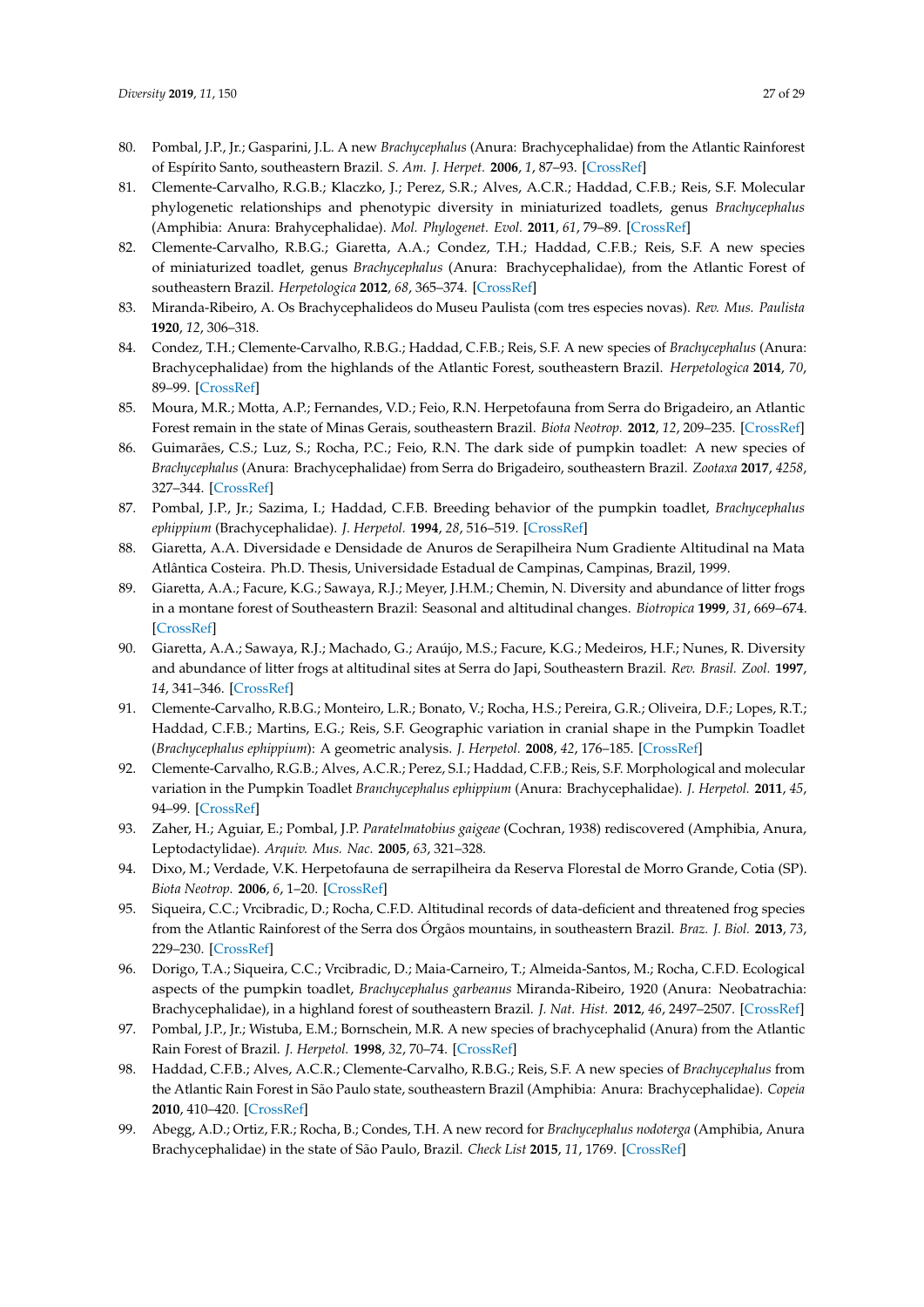80. Pombal, J.P., Jr.; Gasparini, J.L. A new *Brachycephalus* (Anura: Brachycephalidae) from the Atlantic Rainforest of Espírito Santo, southeastern Brazil. *S. Am. J. Herpet.* **2006**, *1*, 87–93. [CrossRef]
81. Clemente-Carvalho, R.G.B.; Klaczko, J.; Perez, S.R.; Alves, A.C.R.; Haddad, C.F.B.; Reis, S.F. Molecular phylogenetic relationships and phenotypic diversity in miniaturized toadlets, genus *Brachycephalus* (Amphibia: Anura: Brahycephalidae). *Mol. Phylogenet. Evol.* **2011**, *61*, 79–89. [CrossRef]
82. Clemente-Carvalho, R.B.G.; Giaretta, A.A.; Condez, T.H.; Haddad, C.F.B.; Reis, S.F. A new species of miniaturized toadlet, genus *Brachycephalus* (Anura: Brachycephalidae), from the Atlantic Forest of southeastern Brazil. *Herpetologica* **2012**, *68*, 365–374. [CrossRef]
83. Miranda-Ribeiro, A. Os Brachycephalideos do Museu Paulista (com tres especies novas). *Rev. Mus. Paulista* **1920**, *12*, 306–318.
84. Condez, T.H.; Clemente-Carvalho, R.B.G.; Haddad, C.F.B.; Reis, S.F. A new species of *Brachycephalus* (Anura: Brachycephalidae) from the highlands of the Atlantic Forest, southeastern Brazil. *Herpetologica* **2014**, *70*, 89–99. [CrossRef]
85. Moura, M.R.; Motta, A.P.; Fernandes, V.D.; Feio, R.N. Herpetofauna from Serra do Brigadeiro, an Atlantic Forest remain in the state of Minas Gerais, southeastern Brazil. *Biota Neotrop.* **2012**, *12*, 209–235. [CrossRef]
86. Guimarães, C.S.; Luz, S.; Rocha, P.C.; Feio, R.N. The dark side of pumpkin toadlet: A new species of *Brachycephalus* (Anura: Brachycephalidae) from Serra do Brigadeiro, southeastern Brazil. *Zootaxa* **2017**, *4258*, 327–344. [CrossRef]
87. Pombal, J.P., Jr.; Sazima, I.; Haddad, C.F.B. Breeding behavior of the pumpkin toadlet, *Brachycephalus ephippium* (Brachycephalidae). *J. Herpetol.* **1994**, *28*, 516–519. [CrossRef]
88. Giaretta, A.A. Diversidade e Densidade de Anuros de Serapilheira Num Gradiente Altitudinal na Mata Atlântica Costeira. Ph.D. Thesis, Universidade Estadual de Campinas, Campinas, Brazil, 1999.
89. Giaretta, A.A.; Facure, K.G.; Sawaya, R.J.; Meyer, J.H.M.; Chemin, N. Diversity and abundance of litter frogs in a montane forest of Southeastern Brazil: Seasonal and altitudinal changes. *Biotropica* **1999**, *31*, 669–674. [CrossRef]
90. Giaretta, A.A.; Sawaya, R.J.; Machado, G.; Araújo, M.S.; Facure, K.G.; Medeiros, H.F.; Nunes, R. Diversity and abundance of litter frogs at altitudinal sites at Serra do Japi, Southeastern Brazil. *Rev. Brasil. Zool.* **1997**, *14*, 341–346. [CrossRef]
91. Clemente-Carvalho, R.B.G.; Monteiro, L.R.; Bonato, V.; Rocha, H.S.; Pereira, G.R.; Oliveira, D.F.; Lopes, R.T.; Haddad, C.F.B.; Martins, E.G.; Reis, S.F. Geographic variation in cranial shape in the Pumpkin Toadlet (*Brachycephalus ephippium*): A geometric analysis. *J. Herpetol.* **2008**, *42*, 176–185. [CrossRef]
92. Clemente-Carvalho, R.G.B.; Alves, A.C.R.; Perez, S.I.; Haddad, C.F.B.; Reis, S.F. Morphological and molecular variation in the Pumpkin Toadlet *Branchycephalus ephippium* (Anura: Brachycephalidae). *J. Herpetol.* **2011**, *45*, 94–99. [CrossRef]
93. Zaher, H.; Aguiar, E.; Pombal, J.P. *Paratelmatobius gaigeae* (Cochran, 1938) rediscovered (Amphibia, Anura, Leptodactylidae). *Arquiv. Mus. Nac.* **2005**, *63*, 321–328.
94. Dixo, M.; Verdade, V.K. Herpetofauna de serrapilheira da Reserva Florestal de Morro Grande, Cotia (SP). *Biota Neotrop.* **2006**, *6*, 1–20. [CrossRef]
95. Siqueira, C.C.; Vrcibradic, D.; Rocha, C.F.D. Altitudinal records of data-deficient and threatened frog species from the Atlantic Rainforest of the Serra dos Órgãos mountains, in southeastern Brazil. *Braz. J. Biol.* **2013**, *73*, 229–230. [CrossRef]
96. Dorigo, T.A.; Siqueira, C.C.; Vrcibradic, D.; Maia-Carneiro, T.; Almeida-Santos, M.; Rocha, C.F.D. Ecological aspects of the pumpkin toadlet, *Brachycephalus garbeanus* Miranda-Ribeiro, 1920 (Anura: Neobatrachia: Brachycephalidae), in a highland forest of southeastern Brazil. *J. Nat. Hist.* **2012**, *46*, 2497–2507. [CrossRef]
97. Pombal, J.P., Jr.; Wistuba, E.M.; Bornschein, M.R. A new species of brachycephalid (Anura) from the Atlantic Rain Forest of Brazil. *J. Herpetol.* **1998**, *32*, 70–74. [CrossRef]
98. Haddad, C.F.B.; Alves, A.C.R.; Clemente-Carvalho, R.B.G.; Reis, S.F. A new species of *Brachycephalus* from the Atlantic Rain Forest in São Paulo state, southeastern Brazil (Amphibia: Anura: Brachycephalidae). *Copeia* **2010**, 410–420. [CrossRef]
99. Abegg, A.D.; Ortiz, F.R.; Rocha, B.; Condes, T.H. A new record for *Brachycephalus nodoterga* (Amphibia, Anura Brachycephalidae) in the state of São Paulo, Brazil. *Check List* **2015**, *11*, 1769. [CrossRef]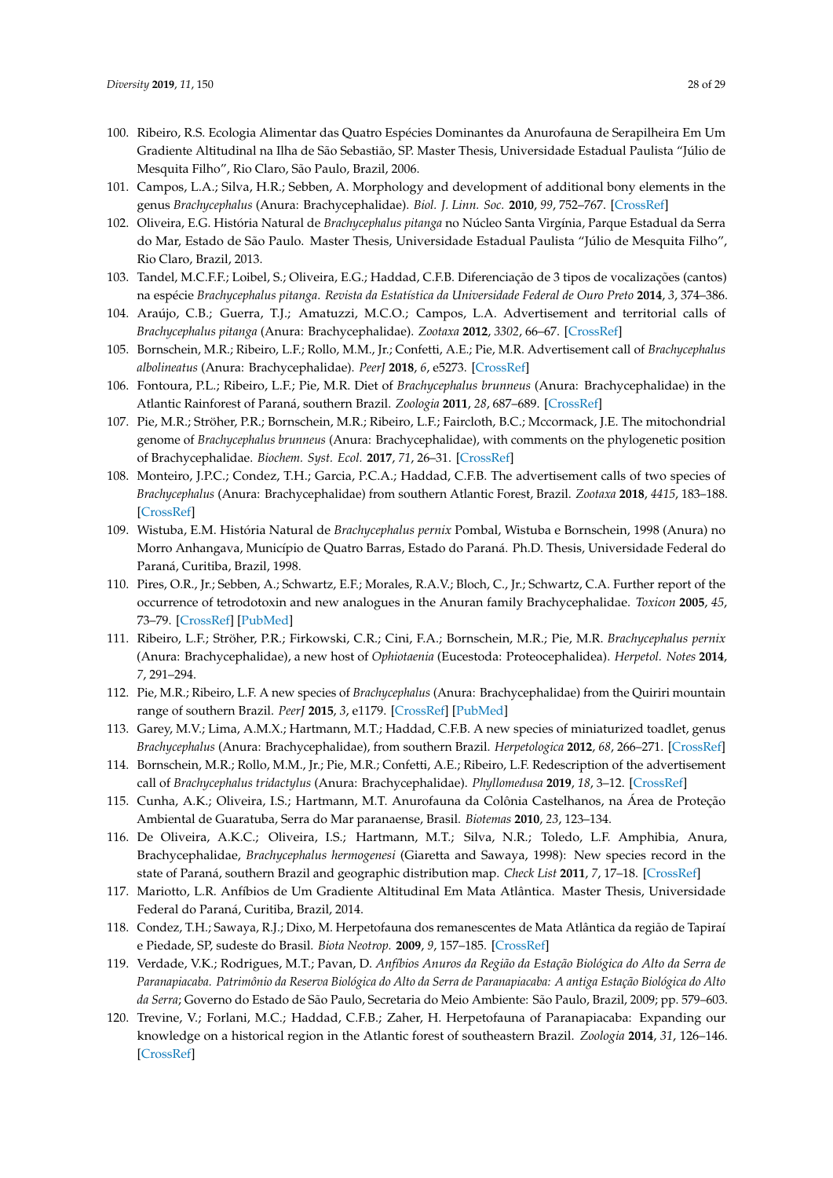100. Ribeiro, R.S. Ecologia Alimentar das Quatro Espécies Dominantes da Anurofauna de Serapilheira Em Um Gradiente Altitudinal na Ilha de São Sebastião, SP. Master Thesis, Universidade Estadual Paulista "Júlio de Mesquita Filho", Rio Claro, São Paulo, Brazil, 2006.
101. Campos, L.A.; Silva, H.R.; Sebben, A. Morphology and development of additional bony elements in the genus *Brachycephalus* (Anura: Brachycephalidae). *Biol. J. Linn. Soc.* **2010**, *99*, 752–767. [CrossRef]
102. Oliveira, E.G. História Natural de *Brachycephalus pitanga* no Núcleo Santa Virgínia, Parque Estadual da Serra do Mar, Estado de São Paulo. Master Thesis, Universidade Estadual Paulista "Júlio de Mesquita Filho", Rio Claro, Brazil, 2013.
103. Tandel, M.C.F.F.; Loibel, S.; Oliveira, E.G.; Haddad, C.F.B. Diferenciação de 3 tipos de vocalizações (cantos) na espécie *Brachycephalus pitanga*. *Revista da Estatística da Universidade Federal de Ouro Preto* **2014**, *3*, 374–386.
104. Araújo, C.B.; Guerra, T.J.; Amatuzzi, M.C.O.; Campos, L.A. Advertisement and territorial calls of *Brachycephalus pitanga* (Anura: Brachycephalidae). *Zootaxa* **2012**, *3302*, 66–67. [CrossRef]
105. Bornschein, M.R.; Ribeiro, L.F.; Rollo, M.M., Jr.; Confetti, A.E.; Pie, M.R. Advertisement call of *Brachycephalus albolineatus* (Anura: Brachycephalidae). *PeerJ* **2018**, *6*, e5273. [CrossRef]
106. Fontoura, P.L.; Ribeiro, L.F.; Pie, M.R. Diet of *Brachycephalus brunneus* (Anura: Brachycephalidae) in the Atlantic Rainforest of Paraná, southern Brazil. *Zoologia* **2011**, *28*, 687–689. [CrossRef]
107. Pie, M.R.; Ströher, P.R.; Bornschein, M.R.; Ribeiro, L.F.; Faircloth, B.C.; Mccormack, J.E. The mitochondrial genome of *Brachycephalus brunneus* (Anura: Brachycephalidae), with comments on the phylogenetic position of Brachycephalidae. *Biochem. Syst. Ecol.* **2017**, *71*, 26–31. [CrossRef]
108. Monteiro, J.P.C.; Condez, T.H.; Garcia, P.C.A.; Haddad, C.F.B. The advertisement calls of two species of *Brachycephalus* (Anura: Brachycephalidae) from southern Atlantic Forest, Brazil. *Zootaxa* **2018**, *4415*, 183–188. [CrossRef]
109. Wistuba, E.M. História Natural de *Brachycephalus pernix* Pombal, Wistuba e Bornschein, 1998 (Anura) no Morro Anhangava, Município de Quatro Barras, Estado do Paraná. Ph.D. Thesis, Universidade Federal do Paraná, Curitiba, Brazil, 1998.
110. Pires, O.R., Jr.; Sebben, A.; Schwartz, E.F.; Morales, R.A.V.; Bloch, C., Jr.; Schwartz, C.A. Further report of the occurrence of tetrodotoxin and new analogues in the Anuran family Brachycephalidae. *Toxicon* **2005**, *45*, 73–79. [CrossRef] [PubMed]
111. Ribeiro, L.F.; Ströher, P.R.; Firkowski, C.R.; Cini, F.A.; Bornschein, M.R.; Pie, M.R. *Brachycephalus pernix* (Anura: Brachycephalidae), a new host of *Ophiotaenia* (Eucestoda: Proteocephalidea). *Herpetol. Notes* **2014**, *7*, 291–294.
112. Pie, M.R.; Ribeiro, L.F. A new species of *Brachycephalus* (Anura: Brachycephalidae) from the Quiriri mountain range of southern Brazil. *PeerJ* **2015**, *3*, e1179. [CrossRef] [PubMed]
113. Garey, M.V.; Lima, A.M.X.; Hartmann, M.T.; Haddad, C.F.B. A new species of miniaturized toadlet, genus *Brachycephalus* (Anura: Brachycephalidae), from southern Brazil. *Herpetologica* **2012**, *68*, 266–271. [CrossRef]
114. Bornschein, M.R.; Rollo, M.M., Jr.; Pie, M.R.; Confetti, A.E.; Ribeiro, L.F. Redescription of the advertisement call of *Brachycephalus tridactylus* (Anura: Brachycephalidae). *Phyllomedusa* **2019**, *18*, 3–12. [CrossRef]
115. Cunha, A.K.; Oliveira, I.S.; Hartmann, M.T. Anurofauna da Colônia Castelhanos, na Área de Proteção Ambiental de Guaratuba, Serra do Mar paranaense, Brasil. *Biotemas* **2010**, *23*, 123–134.
116. De Oliveira, A.K.C.; Oliveira, I.S.; Hartmann, M.T.; Silva, N.R.; Toledo, L.F. Amphibia, Anura, Brachycephalidae, *Brachycephalus hermogenesi* (Giaretta and Sawaya, 1998): New species record in the state of Paraná, southern Brazil and geographic distribution map. *Check List* **2011**, *7*, 17–18. [CrossRef]
117. Mariotto, L.R. Anfíbios de Um Gradiente Altitudinal Em Mata Atlântica. Master Thesis, Universidade Federal do Paraná, Curitiba, Brazil, 2014.
118. Condez, T.H.; Sawaya, R.J.; Dixo, M. Herpetofauna dos remanescentes de Mata Atlântica da região de Tapiraí e Piedade, SP, sudeste do Brasil. *Biota Neotrop.* **2009**, *9*, 157–185. [CrossRef]
119. Verdade, V.K.; Rodrigues, M.T.; Pavan, D. *Anfíbios Anuros da Região da Estação Biológica do Alto da Serra de Paranapiacaba. Patrimônio da Reserva Biológica do Alto da Serra de Paranapiacaba: A antiga Estação Biológica do Alto da Serra*; Governo do Estado de São Paulo, Secretaria do Meio Ambiente: São Paulo, Brazil, 2009; pp. 579–603.
120. Trevine, V.; Forlani, M.C.; Haddad, C.F.B.; Zaher, H. Herpetofauna of Paranapiacaba: Expanding our knowledge on a historical region in the Atlantic forest of southeastern Brazil. *Zoologia* **2014**, *31*, 126–146. [CrossRef]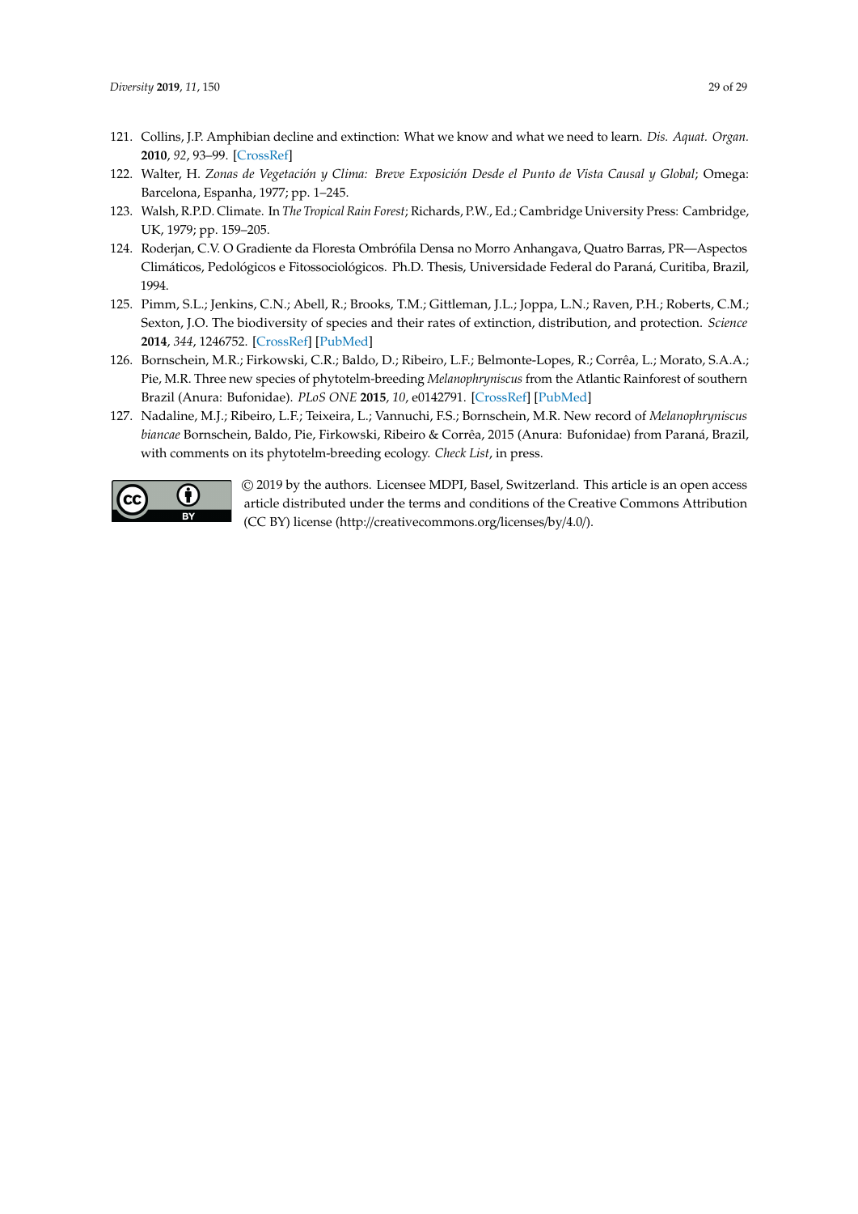121. Collins, J.P. Amphibian decline and extinction: What we know and what we need to learn. *Dis. Aquat. Organ.* **2010**, *92*, 93–99. [CrossRef]
122. Walter, H. *Zonas de Vegetación y Clima: Breve Exposición Desde el Punto de Vista Causal y Global*; Omega: Barcelona, Espanha, 1977; pp. 1–245.
123. Walsh, R.P.D. Climate. In *The Tropical Rain Forest*; Richards, P.W., Ed.; Cambridge University Press: Cambridge, UK, 1979; pp. 159–205.
124. Roderjan, C.V. O Gradiente da Floresta Ombrófila Densa no Morro Anhangava, Quatro Barras, PR—Aspectos Climáticos, Pedológicos e Fitossociológicos. Ph.D. Thesis, Universidade Federal do Paraná, Curitiba, Brazil, 1994.
125. Pimm, S.L.; Jenkins, C.N.; Abell, R.; Brooks, T.M.; Gittleman, J.L.; Joppa, L.N.; Raven, P.H.; Roberts, C.M.; Sexton, J.O. The biodiversity of species and their rates of extinction, distribution, and protection. *Science* **2014**, *344*, 1246752. [CrossRef] [PubMed]
126. Bornschein, M.R.; Firkowski, C.R.; Baldo, D.; Ribeiro, L.F.; Belmonte-Lopes, R.; Corrêa, L.; Morato, S.A.A.; Pie, M.R. Three new species of phytotelm-breeding *Melanophryniscus* from the Atlantic Rainforest of southern Brazil (Anura: Bufonidae). *PLoS ONE* **2015**, *10*, e0142791. [CrossRef] [PubMed]
127. Nadaline, M.J.; Ribeiro, L.F.; Teixeira, L.; Vannuchi, F.S.; Bornschein, M.R. New record of *Melanophryniscus biancae* Bornschein, Baldo, Pie, Firkowski, Ribeiro & Corrêa, 2015 (Anura: Bufonidae) from Paraná, Brazil, with comments on its phytotelm-breeding ecology. *Check List*, in press.

© 2019 by the authors. Licensee MDPI, Basel, Switzerland. This article is an open access article distributed under the terms and conditions of the Creative Commons Attribution (CC BY) license (http://creativecommons.org/licenses/by/4.0/).